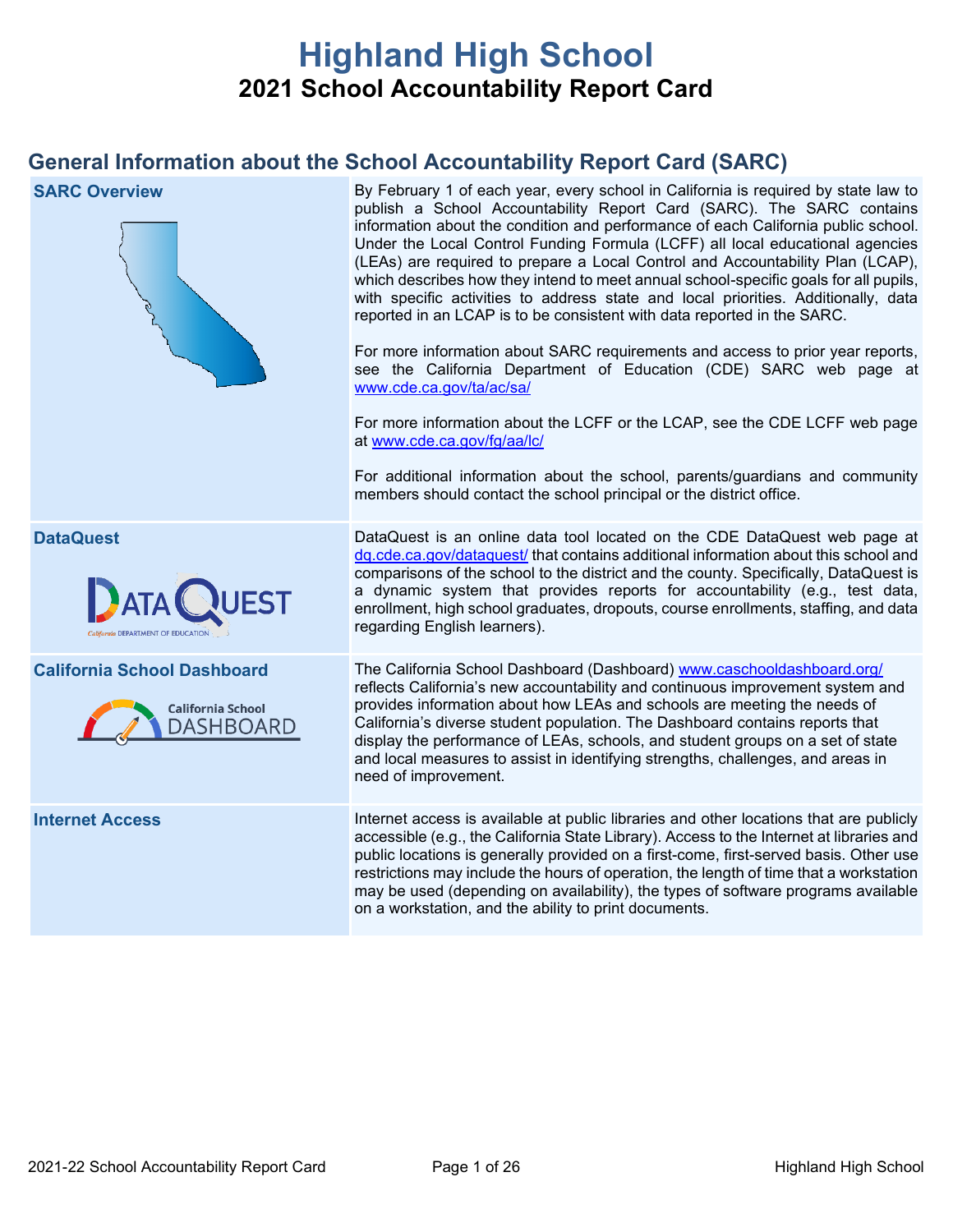# Highland High School

## 2021 School Accountability Report Card

## General Information about the School Accountability Report Card (SARC)

| | |
|---|---|
| **SARC Overview** | By February 1 of each year, every school in California is required by state law to publish a School Accountability Report Card (SARC). The SARC contains information about the condition and performance of each California public school. Under the Local Control Funding Formula (LCFF) all local educational agencies (LEAs) are required to prepare a Local Control and Accountability Plan (LCAP), which describes how they intend to meet annual school-specific goals for all pupils, with specific activities to address state and local priorities. Additionally, data reported in an LCAP is to be consistent with data reported in the SARC.<br><br>For more information about SARC requirements and access to prior year reports, see the California Department of Education (CDE) SARC web page at www.cde.ca.gov/ta/ac/sa/<br><br>For more information about the LCFF or the LCAP, see the CDE LCFF web page at www.cde.ca.gov/fg/aa/lc/<br><br>For additional information about the school, parents/guardians and community members should contact the school principal or the district office. |
| **DataQuest** | DataQuest is an online data tool located on the CDE DataQuest web page at dq.cde.ca.gov/dataquest/ that contains additional information about this school and comparisons of the school to the district and the county. Specifically, DataQuest is a dynamic system that provides reports for accountability (e.g., test data, enrollment, high school graduates, dropouts, course enrollments, staffing, and data regarding English learners). |
| **California School Dashboard** | The California School Dashboard (Dashboard) www.caschooldashboard.org/ reflects California's new accountability and continuous improvement system and provides information about how LEAs and schools are meeting the needs of California's diverse student population. The Dashboard contains reports that display the performance of LEAs, schools, and student groups on a set of state and local measures to assist in identifying strengths, challenges, and areas in need of improvement. |
| **Internet Access** | Internet access is available at public libraries and other locations that are publicly accessible (e.g., the California State Library). Access to the Internet at libraries and public locations is generally provided on a first-come, first-served basis. Other use restrictions may include the hours of operation, the length of time that a workstation may be used (depending on availability), the types of software programs available on a workstation, and the ability to print documents. |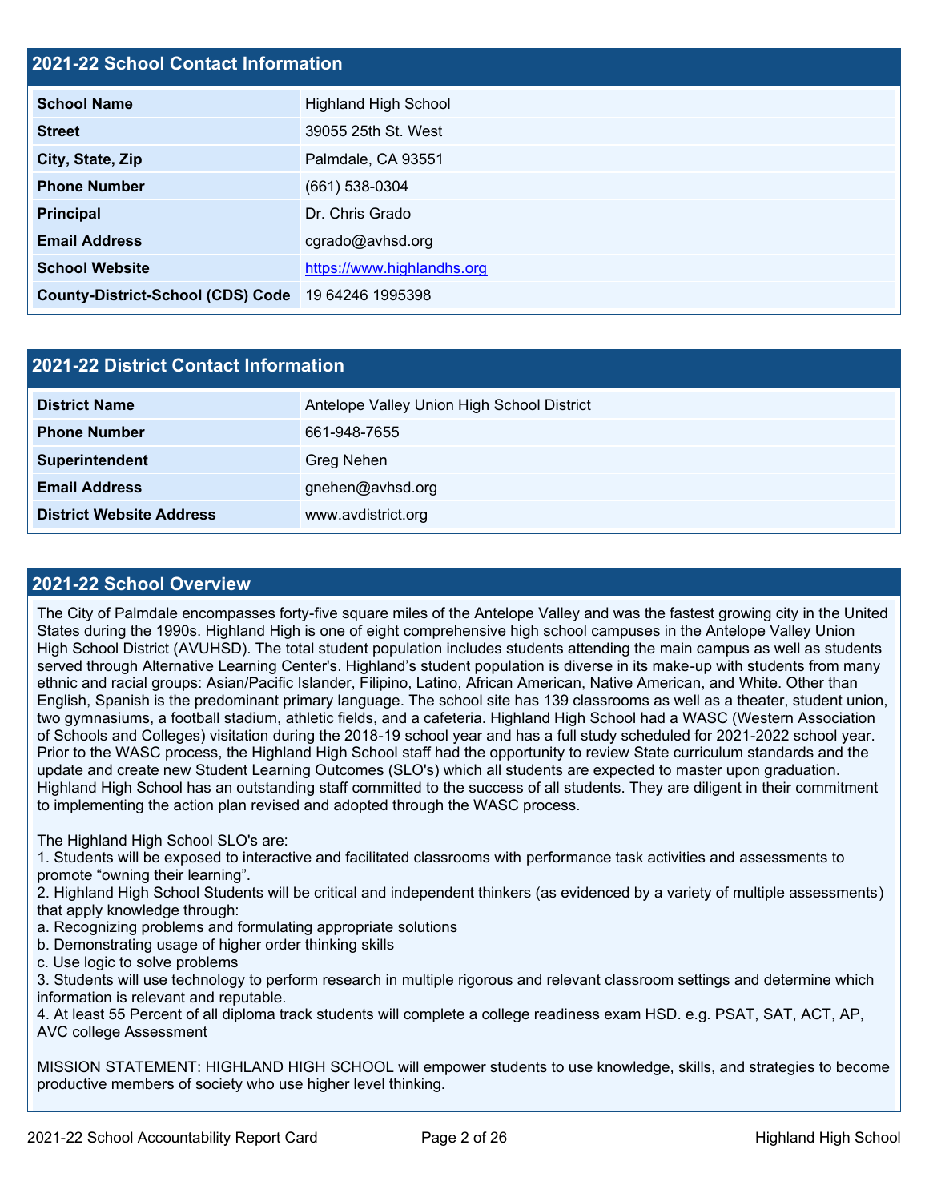## 2021-22 School Contact Information

| School Name | Highland High School |
|---|---|
| Street | 39055 25th St. West |
| City, State, Zip | Palmdale, CA 93551 |
| Phone Number | (661) 538-0304 |
| Principal | Dr. Chris Grado |
| Email Address | cgrado@avhsd.org |
| School Website | https://www.highlandhs.org |
| County-District-School (CDS) Code | 19 64246 1995398 |

## 2021-22 District Contact Information

| District Name | Antelope Valley Union High School District |
|---|---|
| Phone Number | 661-948-7655 |
| Superintendent | Greg Nehen |
| Email Address | gnehen@avhsd.org |
| District Website Address | www.avdistrict.org |

## 2021-22 School Overview

The City of Palmdale encompasses forty-five square miles of the Antelope Valley and was the fastest growing city in the United States during the 1990s. Highland High is one of eight comprehensive high school campuses in the Antelope Valley Union High School District (AVUHSD). The total student population includes students attending the main campus as well as students served through Alternative Learning Center's. Highland's student population is diverse in its make-up with students from many ethnic and racial groups: Asian/Pacific Islander, Filipino, Latino, African American, Native American, and White. Other than English, Spanish is the predominant primary language. The school site has 139 classrooms as well as a theater, student union, two gymnasiums, a football stadium, athletic fields, and a cafeteria. Highland High School had a WASC (Western Association of Schools and Colleges) visitation during the 2018-19 school year and has a full study scheduled for 2021-2022 school year. Prior to the WASC process, the Highland High School staff had the opportunity to review State curriculum standards and the update and create new Student Learning Outcomes (SLO's) which all students are expected to master upon graduation. Highland High School has an outstanding staff committed to the success of all students. They are diligent in their commitment to implementing the action plan revised and adopted through the WASC process.

The Highland High School SLO's are:
1. Students will be exposed to interactive and facilitated classrooms with performance task activities and assessments to promote "owning their learning".
2. Highland High School Students will be critical and independent thinkers (as evidenced by a variety of multiple assessments) that apply knowledge through:
a. Recognizing problems and formulating appropriate solutions
b. Demonstrating usage of higher order thinking skills
c. Use logic to solve problems
3. Students will use technology to perform research in multiple rigorous and relevant classroom settings and determine which information is relevant and reputable.
4. At least 55 Percent of all diploma track students will complete a college readiness exam HSD. e.g. PSAT, SAT, ACT, AP, AVC college Assessment

MISSION STATEMENT: HIGHLAND HIGH SCHOOL will empower students to use knowledge, skills, and strategies to become productive members of society who use higher level thinking.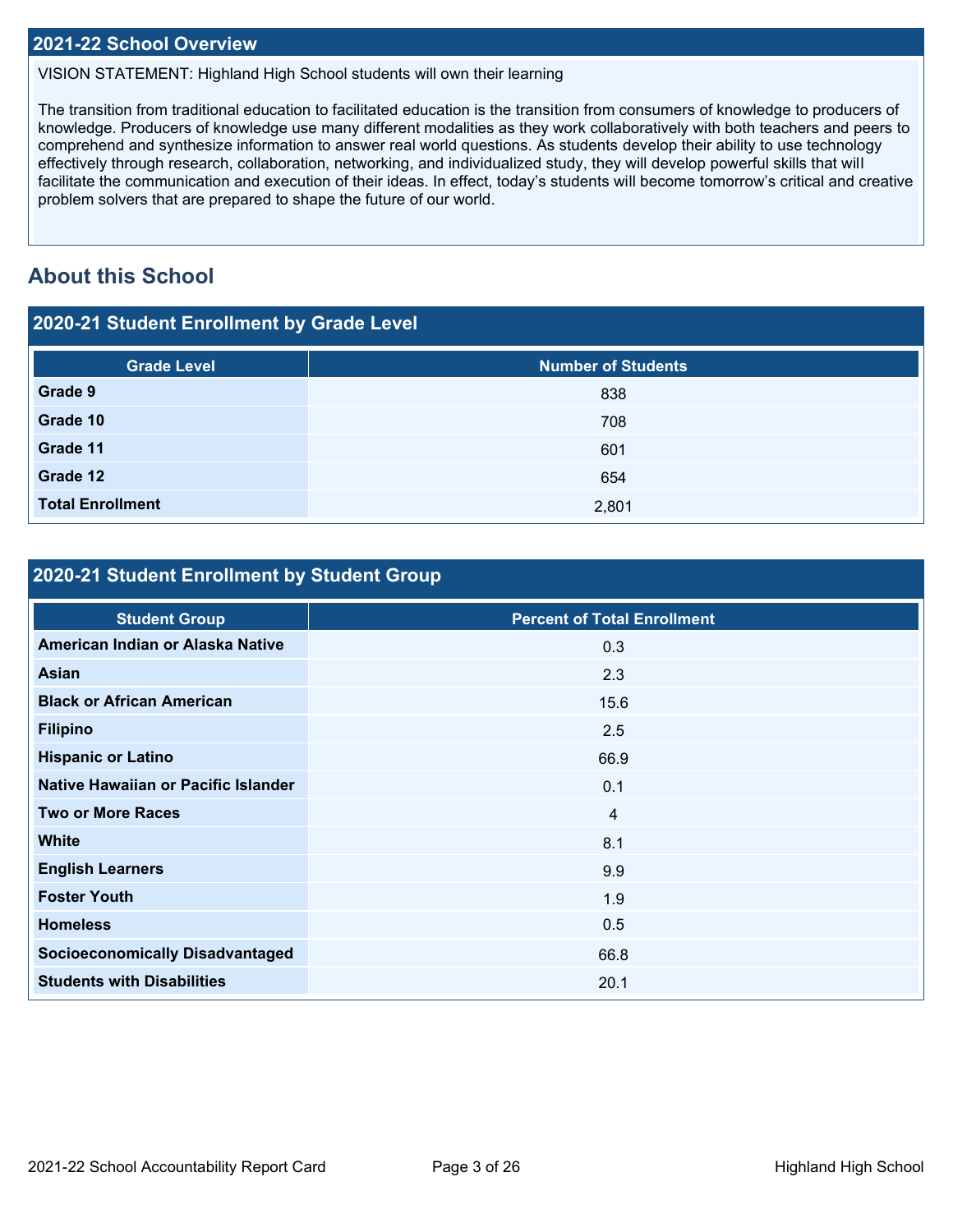## 2021-22 School Overview

VISION STATEMENT: Highland High School students will own their learning

The transition from traditional education to facilitated education is the transition from consumers of knowledge to producers of knowledge. Producers of knowledge use many different modalities as they work collaboratively with both teachers and peers to comprehend and synthesize information to answer real world questions. As students develop their ability to use technology effectively through research, collaboration, networking, and individualized study, they will develop powerful skills that will facilitate the communication and execution of their ideas. In effect, today's students will become tomorrow's critical and creative problem solvers that are prepared to shape the future of our world.

# About this School

## 2020-21 Student Enrollment by Grade Level

| Grade Level | Number of Students |
|---|---|
| **Grade 9** | 838 |
| **Grade 10** | 708 |
| **Grade 11** | 601 |
| **Grade 12** | 654 |
| **Total Enrollment** | 2,801 |

## 2020-21 Student Enrollment by Student Group

| Student Group | Percent of Total Enrollment |
|---|---|
| **American Indian or Alaska Native** | 0.3 |
| **Asian** | 2.3 |
| **Black or African American** | 15.6 |
| **Filipino** | 2.5 |
| **Hispanic or Latino** | 66.9 |
| **Native Hawaiian or Pacific Islander** | 0.1 |
| **Two or More Races** | 4 |
| **White** | 8.1 |
| **English Learners** | 9.9 |
| **Foster Youth** | 1.9 |
| **Homeless** | 0.5 |
| **Socioeconomically Disadvantaged** | 66.8 |
| **Students with Disabilities** | 20.1 |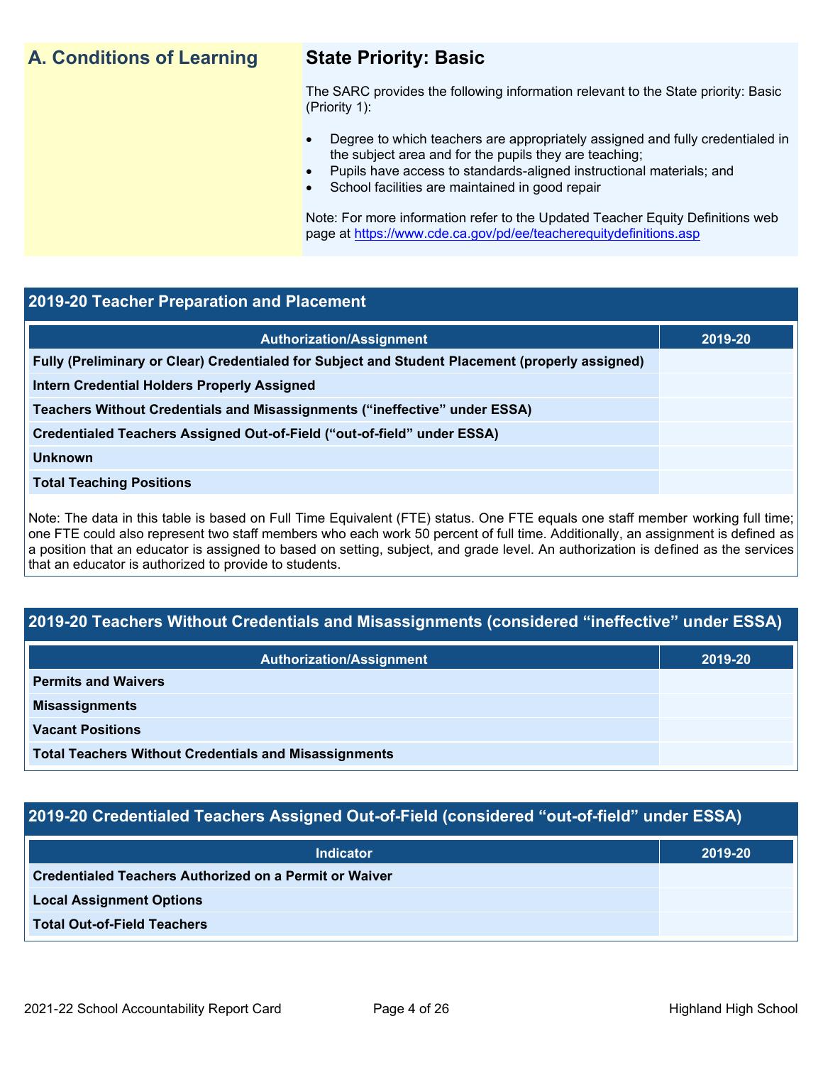## A. Conditions of Learning

### State Priority: Basic

The SARC provides the following information relevant to the State priority: Basic (Priority 1):

- Degree to which teachers are appropriately assigned and fully credentialed in the subject area and for the pupils they are teaching;
- Pupils have access to standards-aligned instructional materials; and
- School facilities are maintained in good repair

Note: For more information refer to the Updated Teacher Equity Definitions web page at https://www.cde.ca.gov/pd/ee/teacherequitydefinitions.asp

### 2019-20 Teacher Preparation and Placement

| Authorization/Assignment | 2019-20 |
|---|---|
| **Fully (Preliminary or Clear) Credentialed for Subject and Student Placement (properly assigned)** | |
| **Intern Credential Holders Properly Assigned** | |
| **Teachers Without Credentials and Misassignments ("ineffective" under ESSA)** | |
| **Credentialed Teachers Assigned Out-of-Field ("out-of-field" under ESSA)** | |
| **Unknown** | |
| **Total Teaching Positions** | |

Note: The data in this table is based on Full Time Equivalent (FTE) status. One FTE equals one staff member working full time; one FTE could also represent two staff members who each work 50 percent of full time. Additionally, an assignment is defined as a position that an educator is assigned to based on setting, subject, and grade level. An authorization is defined as the services that an educator is authorized to provide to students.

### 2019-20 Teachers Without Credentials and Misassignments (considered "ineffective" under ESSA)

| Authorization/Assignment | 2019-20 |
|---|---|
| **Permits and Waivers** | |
| **Misassignments** | |
| **Vacant Positions** | |
| **Total Teachers Without Credentials and Misassignments** | |

### 2019-20 Credentialed Teachers Assigned Out-of-Field (considered "out-of-field" under ESSA)

| Indicator | 2019-20 |
|---|---|
| **Credentialed Teachers Authorized on a Permit or Waiver** | |
| **Local Assignment Options** | |
| **Total Out-of-Field Teachers** | |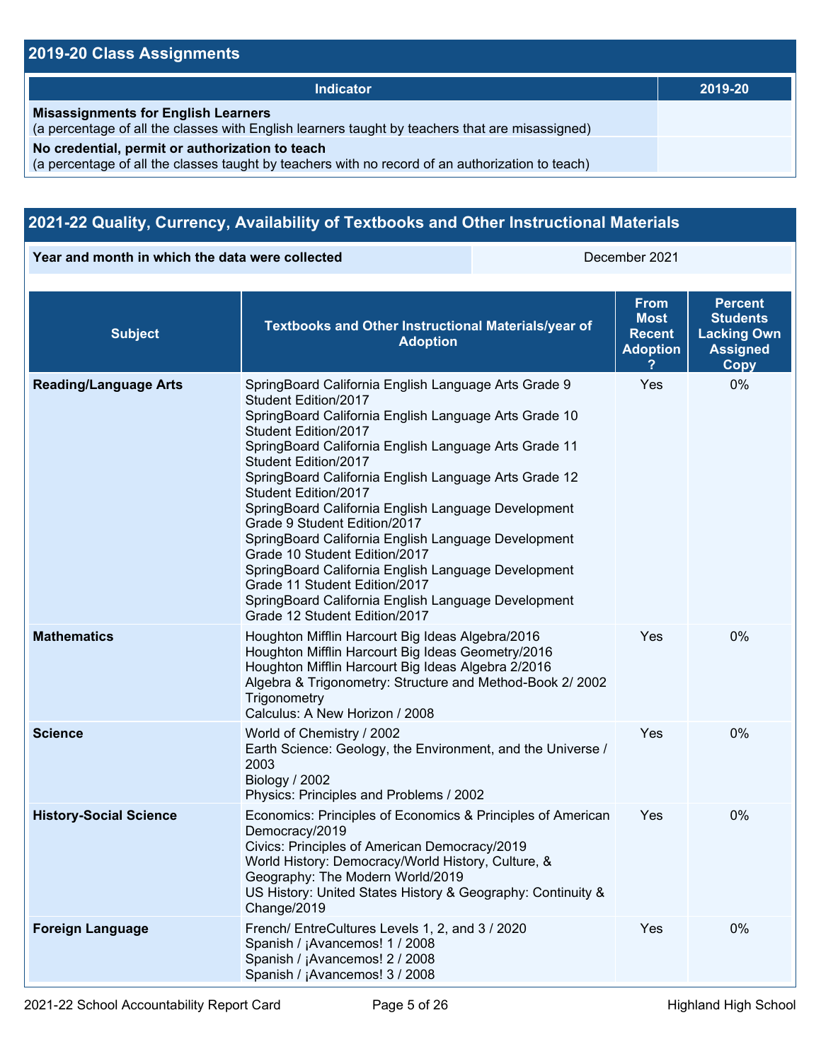## 2019-20 Class Assignments

| Indicator | 2019-20 |
| --- | --- |
| **Misassignments for English Learners** (a percentage of all the classes with English learners taught by teachers that are misassigned) | |
| **No credential, permit or authorization to teach** (a percentage of all the classes taught by teachers with no record of an authorization to teach) | |

## 2021-22 Quality, Currency, Availability of Textbooks and Other Instructional Materials

| Year and month in which the data were collected | December 2021 |
| --- | --- |

| Subject | Textbooks and Other Instructional Materials/year of Adoption | From Most Recent Adoption ? | Percent Students Lacking Own Assigned Copy |
| --- | --- | --- | --- |
| **Reading/Language Arts** | SpringBoard California English Language Arts Grade 9 Student Edition/2017<br>SpringBoard California English Language Arts Grade 10 Student Edition/2017<br>SpringBoard California English Language Arts Grade 11 Student Edition/2017<br>SpringBoard California English Language Arts Grade 12 Student Edition/2017<br>SpringBoard California English Language Development Grade 9 Student Edition/2017<br>SpringBoard California English Language Development Grade 10 Student Edition/2017<br>SpringBoard California English Language Development Grade 11 Student Edition/2017<br>SpringBoard California English Language Development Grade 12 Student Edition/2017 | Yes | 0% |
| **Mathematics** | Houghton Mifflin Harcourt Big Ideas Algebra/2016<br>Houghton Mifflin Harcourt Big Ideas Geometry/2016<br>Houghton Mifflin Harcourt Big Ideas Algebra 2/2016<br>Algebra & Trigonometry: Structure and Method-Book 2/ 2002 Trigonometry<br>Calculus: A New Horizon / 2008 | Yes | 0% |
| **Science** | World of Chemistry / 2002<br>Earth Science: Geology, the Environment, and the Universe / 2003<br>Biology / 2002<br>Physics: Principles and Problems / 2002 | Yes | 0% |
| **History-Social Science** | Economics: Principles of Economics & Principles of American Democracy/2019<br>Civics: Principles of American Democracy/2019<br>World History: Democracy/World History, Culture, & Geography: The Modern World/2019<br>US History: United States History & Geography: Continuity & Change/2019 | Yes | 0% |
| **Foreign Language** | French/ EntreCultures Levels 1, 2, and 3 / 2020<br>Spanish / ¡Avancemos! 1 / 2008<br>Spanish / ¡Avancemos! 2 / 2008<br>Spanish / ¡Avancemos! 3 / 2008 | Yes | 0% |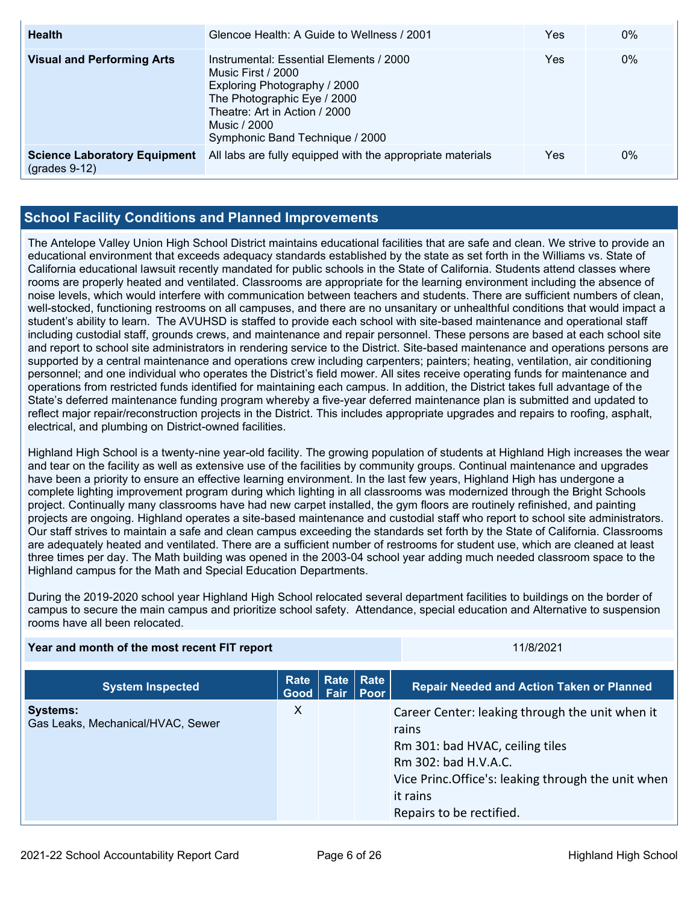| | | | |
|---|---|---|---|
| **Health** | Glencoe Health: A Guide to Wellness / 2001 | Yes | 0% |
| **Visual and Performing Arts** | Instrumental: Essential Elements / 2000<br>Music First / 2000<br>Exploring Photography / 2000<br>The Photographic Eye / 2000<br>Theatre: Art in Action / 2000<br>Music / 2000<br>Symphonic Band Technique / 2000 | Yes | 0% |
| **Science Laboratory Equipment** (grades 9-12) | All labs are fully equipped with the appropriate materials | Yes | 0% |

## School Facility Conditions and Planned Improvements

The Antelope Valley Union High School District maintains educational facilities that are safe and clean. We strive to provide an educational environment that exceeds adequacy standards established by the state as set forth in the Williams vs. State of California educational lawsuit recently mandated for public schools in the State of California. Students attend classes where rooms are properly heated and ventilated. Classrooms are appropriate for the learning environment including the absence of noise levels, which would interfere with communication between teachers and students. There are sufficient numbers of clean, well-stocked, functioning restrooms on all campuses, and there are no unsanitary or unhealthful conditions that would impact a student's ability to learn. The AVUHSD is staffed to provide each school with site-based maintenance and operational staff including custodial staff, grounds crews, and maintenance and repair personnel. These persons are based at each school site and report to school site administrators in rendering service to the District. Site-based maintenance and operations persons are supported by a central maintenance and operations crew including carpenters; painters; heating, ventilation, air conditioning personnel; and one individual who operates the District's field mower. All sites receive operating funds for maintenance and operations from restricted funds identified for maintaining each campus. In addition, the District takes full advantage of the State's deferred maintenance funding program whereby a five-year deferred maintenance plan is submitted and updated to reflect major repair/reconstruction projects in the District. This includes appropriate upgrades and repairs to roofing, asphalt, electrical, and plumbing on District-owned facilities.

Highland High School is a twenty-nine year-old facility. The growing population of students at Highland High increases the wear and tear on the facility as well as extensive use of the facilities by community groups. Continual maintenance and upgrades have been a priority to ensure an effective learning environment. In the last few years, Highland High has undergone a complete lighting improvement program during which lighting in all classrooms was modernized through the Bright Schools project. Continually many classrooms have had new carpet installed, the gym floors are routinely refinished, and painting projects are ongoing. Highland operates a site-based maintenance and custodial staff who report to school site administrators. Our staff strives to maintain a safe and clean campus exceeding the standards set forth by the State of California. Classrooms are adequately heated and ventilated. There are a sufficient number of restrooms for student use, which are cleaned at least three times per day. The Math building was opened in the 2003-04 school year adding much needed classroom space to the Highland campus for the Math and Special Education Departments.

During the 2019-2020 school year Highland High School relocated several department facilities to buildings on the border of campus to secure the main campus and prioritize school safety. Attendance, special education and Alternative to suspension rooms have all been relocated.

| | |
|---|---|
| **Year and month of the most recent FIT report** | 11/8/2021 |

| System Inspected | Rate Good | Rate Fair | Rate Poor | Repair Needed and Action Taken or Planned |
|---|---|---|---|---|
| **Systems:**<br>Gas Leaks, Mechanical/HVAC, Sewer | X | | | Career Center: leaking through the unit when it rains<br>Rm 301: bad HVAC, ceiling tiles<br>Rm 302: bad H.V.A.C.<br>Vice Princ.Office's: leaking through the unit when it rains<br>Repairs to be rectified. |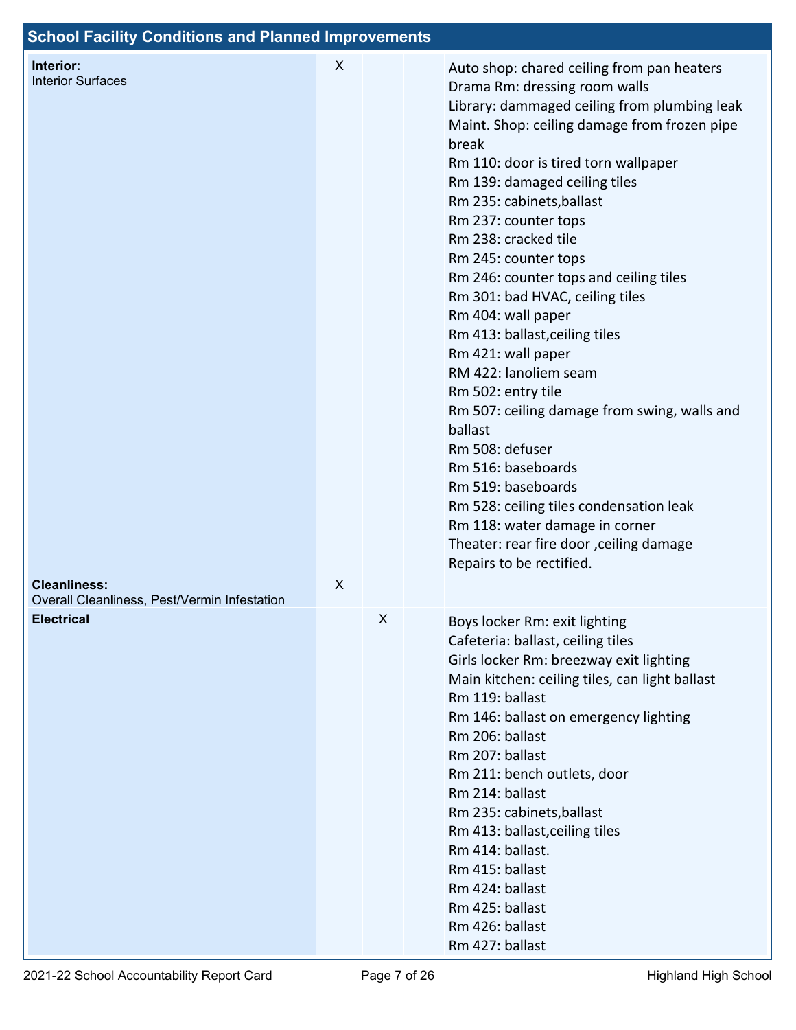## School Facility Conditions and Planned Improvements

| System Inspected | Good | Fair | Poor | Repair Needed and Action Taken or Planned |
|---|---|---|---|---|
| **Interior:** Interior Surfaces | X | | | Auto shop: chared ceiling from pan heaters<br>Drama Rm: dressing room walls<br>Library: dammaged ceiling from plumbing leak<br>Maint. Shop: ceiling damage from frozen pipe break<br>Rm 110: door is tired torn wallpaper<br>Rm 139: damaged ceiling tiles<br>Rm 235: cabinets,ballast<br>Rm 237: counter tops<br>Rm 238: cracked tile<br>Rm 245: counter tops<br>Rm 246: counter tops and ceiling tiles<br>Rm 301: bad HVAC, ceiling tiles<br>Rm 404: wall paper<br>Rm 413: ballast,ceiling tiles<br>Rm 421: wall paper<br>RM 422: lanoliem seam<br>Rm 502: entry tile<br>Rm 507: ceiling damage from swing, walls and ballast<br>Rm 508: defuser<br>Rm 516: baseboards<br>Rm 519: baseboards<br>Rm 528: ceiling tiles condensation leak<br>Rm 118: water damage in corner<br>Theater: rear fire door ,ceiling damage<br>Repairs to be rectified. |
| **Cleanliness:** Overall Cleanliness, Pest/Vermin Infestation | X | | | |
| **Electrical** | | X | | Boys locker Rm: exit lighting<br>Cafeteria: ballast, ceiling tiles<br>Girls locker Rm: breezway exit lighting<br>Main kitchen: ceiling tiles, can light ballast<br>Rm 119: ballast<br>Rm 146: ballast on emergency lighting<br>Rm 206: ballast<br>Rm 207: ballast<br>Rm 211: bench outlets, door<br>Rm 214: ballast<br>Rm 235: cabinets,ballast<br>Rm 413: ballast,ceiling tiles<br>Rm 414: ballast.<br>Rm 415: ballast<br>Rm 424: ballast<br>Rm 425: ballast<br>Rm 426: ballast<br>Rm 427: ballast |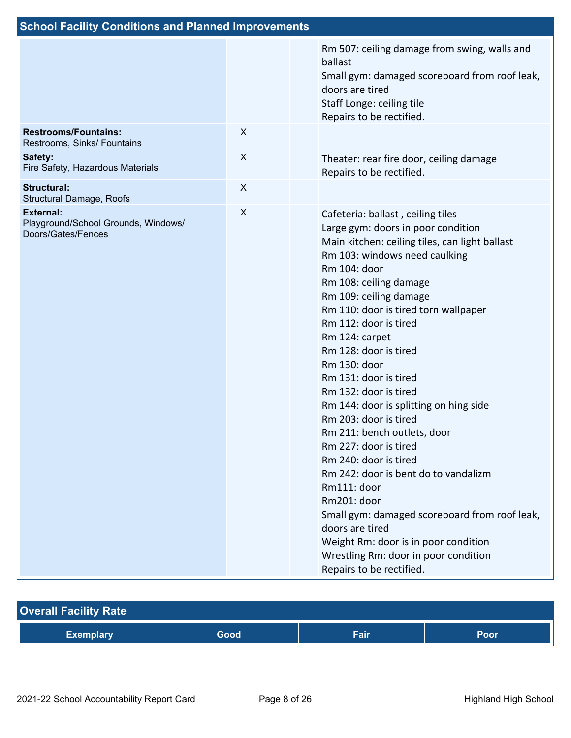## School Facility Conditions and Planned Improvements

| | | | | |
|---|---|---|---|---|
| | | | | Rm 507: ceiling damage from swing, walls and ballast<br>Small gym: damaged scoreboard from roof leak, doors are tired<br>Staff Longe: ceiling tile<br>Repairs to be rectified. |
| **Restrooms/Fountains:** Restrooms, Sinks/ Fountains | X | | | |
| **Safety:** Fire Safety, Hazardous Materials | X | | | Theater: rear fire door, ceiling damage<br>Repairs to be rectified. |
| **Structural:** Structural Damage, Roofs | X | | | |
| **External:** Playground/School Grounds, Windows/ Doors/Gates/Fences | X | | | Cafeteria: ballast , ceiling tiles<br>Large gym: doors in poor condition<br>Main kitchen: ceiling tiles, can light ballast<br>Rm 103: windows need caulking<br>Rm 104: door<br>Rm 108: ceiling damage<br>Rm 109: ceiling damage<br>Rm 110: door is tired torn wallpaper<br>Rm 112: door is tired<br>Rm 124: carpet<br>Rm 128: door is tired<br>Rm 130: door<br>Rm 131: door is tired<br>Rm 132: door is tired<br>Rm 144: door is splitting on hing side<br>Rm 203: door is tired<br>Rm 211: bench outlets, door<br>Rm 227: door is tired<br>Rm 240: door is tired<br>Rm 242: door is bent do to vandalizm<br>Rm111: door<br>Rm201: door<br>Small gym: damaged scoreboard from roof leak, doors are tired<br>Weight Rm: door is in poor condition<br>Wrestling Rm: door in poor condition<br>Repairs to be rectified. |

## Overall Facility Rate

| Exemplary | Good | Fair | Poor |
|---|---|---|---|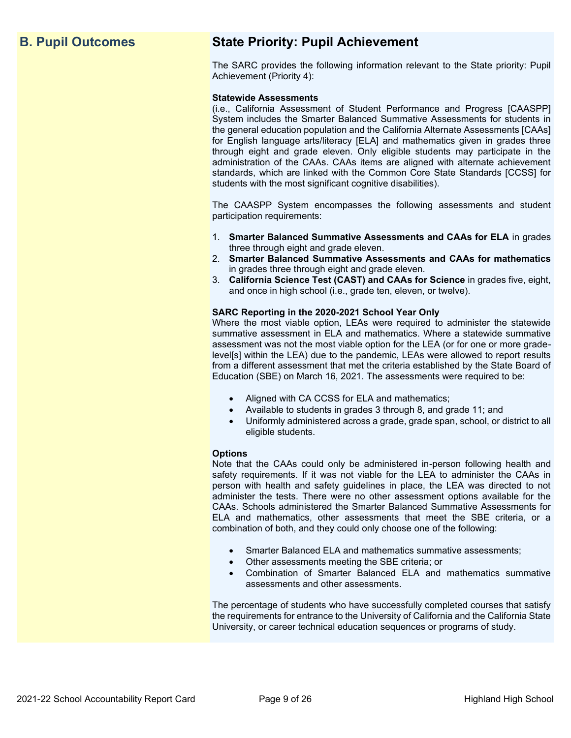## B. Pupil Outcomes

## State Priority: Pupil Achievement

The SARC provides the following information relevant to the State priority: Pupil Achievement (Priority 4):

**Statewide Assessments**
(i.e., California Assessment of Student Performance and Progress [CAASPP] System includes the Smarter Balanced Summative Assessments for students in the general education population and the California Alternate Assessments [CAAs] for English language arts/literacy [ELA] and mathematics given in grades three through eight and grade eleven. Only eligible students may participate in the administration of the CAAs. CAAs items are aligned with alternate achievement standards, which are linked with the Common Core State Standards [CCSS] for students with the most significant cognitive disabilities).

The CAASPP System encompasses the following assessments and student participation requirements:

1. **Smarter Balanced Summative Assessments and CAAs for ELA** in grades three through eight and grade eleven.
2. **Smarter Balanced Summative Assessments and CAAs for mathematics** in grades three through eight and grade eleven.
3. **California Science Test (CAST) and CAAs for Science** in grades five, eight, and once in high school (i.e., grade ten, eleven, or twelve).

**SARC Reporting in the 2020-2021 School Year Only**
Where the most viable option, LEAs were required to administer the statewide summative assessment in ELA and mathematics. Where a statewide summative assessment was not the most viable option for the LEA (or for one or more grade-level[s] within the LEA) due to the pandemic, LEAs were allowed to report results from a different assessment that met the criteria established by the State Board of Education (SBE) on March 16, 2021. The assessments were required to be:

- Aligned with CA CCSS for ELA and mathematics;
- Available to students in grades 3 through 8, and grade 11; and
- Uniformly administered across a grade, grade span, school, or district to all eligible students.

**Options**
Note that the CAAs could only be administered in-person following health and safety requirements. If it was not viable for the LEA to administer the CAAs in person with health and safety guidelines in place, the LEA was directed to not administer the tests. There were no other assessment options available for the CAAs. Schools administered the Smarter Balanced Summative Assessments for ELA and mathematics, other assessments that meet the SBE criteria, or a combination of both, and they could only choose one of the following:

- Smarter Balanced ELA and mathematics summative assessments;
- Other assessments meeting the SBE criteria; or
- Combination of Smarter Balanced ELA and mathematics summative assessments and other assessments.

The percentage of students who have successfully completed courses that satisfy the requirements for entrance to the University of California and the California State University, or career technical education sequences or programs of study.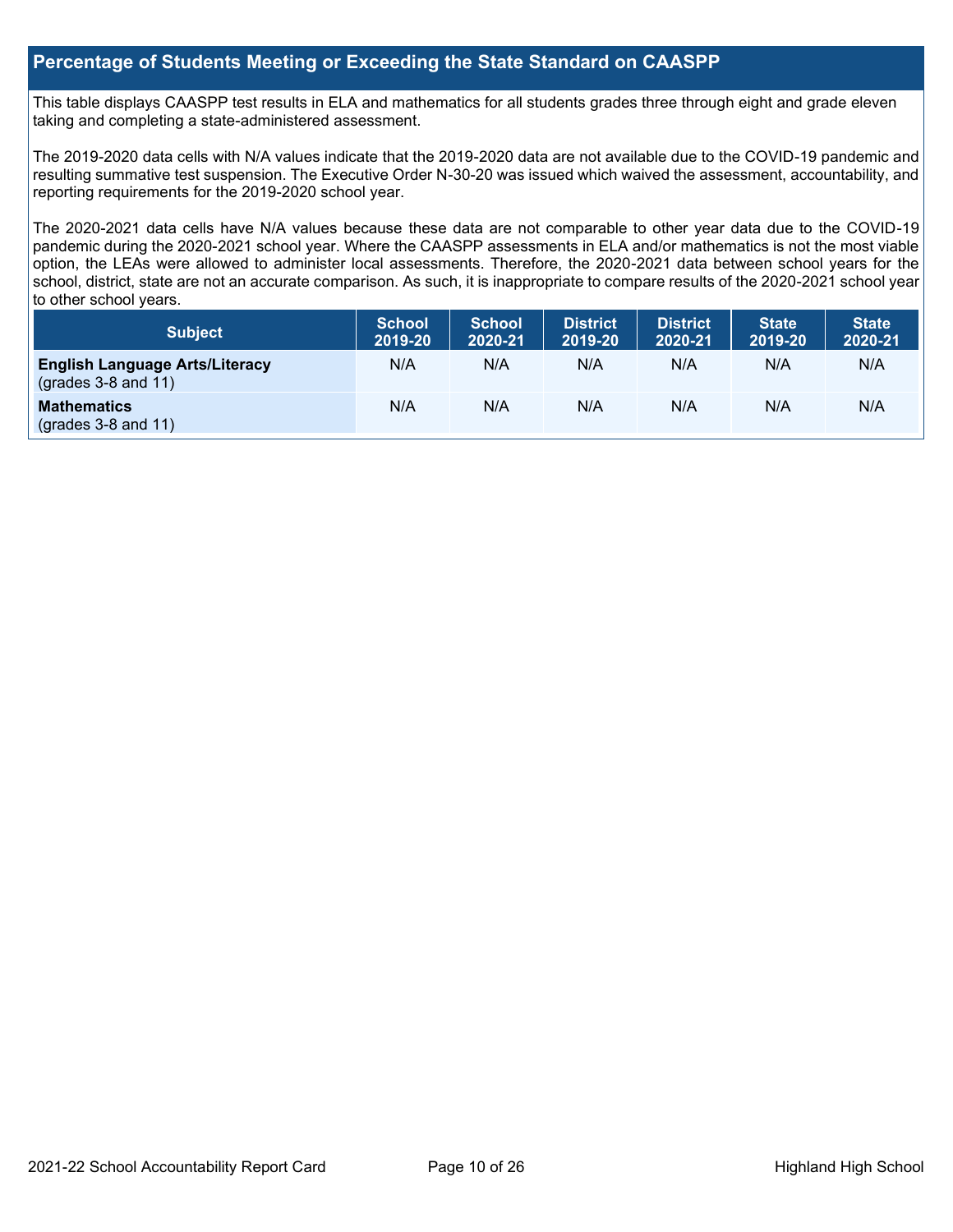## Percentage of Students Meeting or Exceeding the State Standard on CAASPP

This table displays CAASPP test results in ELA and mathematics for all students grades three through eight and grade eleven taking and completing a state-administered assessment.

The 2019-2020 data cells with N/A values indicate that the 2019-2020 data are not available due to the COVID-19 pandemic and resulting summative test suspension. The Executive Order N-30-20 was issued which waived the assessment, accountability, and reporting requirements for the 2019-2020 school year.

The 2020-2021 data cells have N/A values because these data are not comparable to other year data due to the COVID-19 pandemic during the 2020-2021 school year. Where the CAASPP assessments in ELA and/or mathematics is not the most viable option, the LEAs were allowed to administer local assessments. Therefore, the 2020-2021 data between school years for the school, district, state are not an accurate comparison. As such, it is inappropriate to compare results of the 2020-2021 school year to other school years.

| Subject | School 2019-20 | School 2020-21 | District 2019-20 | District 2020-21 | State 2019-20 | State 2020-21 |
|---|---|---|---|---|---|---|
| **English Language Arts/Literacy** (grades 3-8 and 11) | N/A | N/A | N/A | N/A | N/A | N/A |
| **Mathematics** (grades 3-8 and 11) | N/A | N/A | N/A | N/A | N/A | N/A |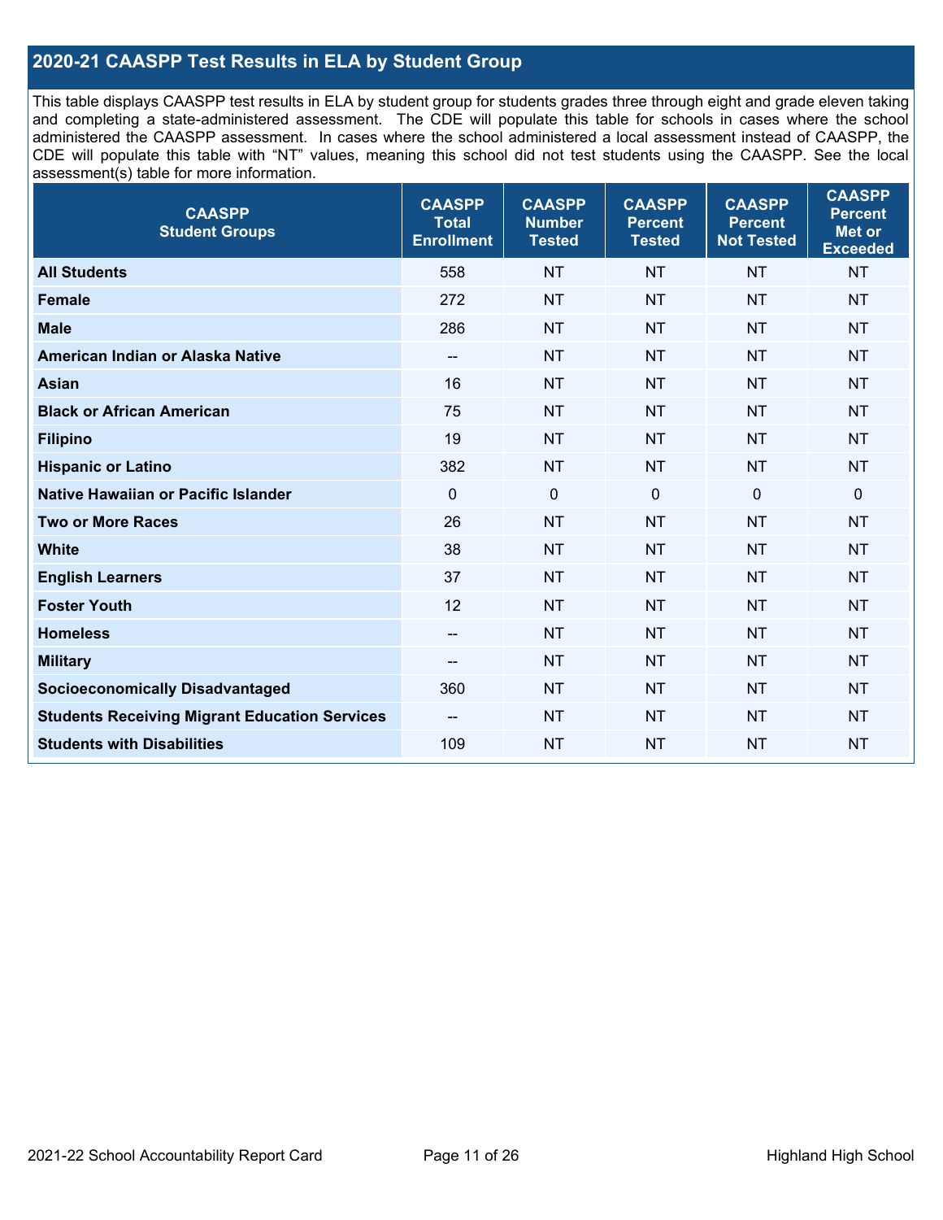## 2020-21 CAASPP Test Results in ELA by Student Group

This table displays CAASPP test results in ELA by student group for students grades three through eight and grade eleven taking and completing a state-administered assessment. The CDE will populate this table for schools in cases where the school administered the CAASPP assessment. In cases where the school administered a local assessment instead of CAASPP, the CDE will populate this table with "NT" values, meaning this school did not test students using the CAASPP. See the local assessment(s) table for more information.

| CAASPP Student Groups | CAASPP Total Enrollment | CAASPP Number Tested | CAASPP Percent Tested | CAASPP Percent Not Tested | CAASPP Percent Met or Exceeded |
|---|---|---|---|---|---|
| **All Students** | 558 | NT | NT | NT | NT |
| **Female** | 272 | NT | NT | NT | NT |
| **Male** | 286 | NT | NT | NT | NT |
| **American Indian or Alaska Native** | -- | NT | NT | NT | NT |
| **Asian** | 16 | NT | NT | NT | NT |
| **Black or African American** | 75 | NT | NT | NT | NT |
| **Filipino** | 19 | NT | NT | NT | NT |
| **Hispanic or Latino** | 382 | NT | NT | NT | NT |
| **Native Hawaiian or Pacific Islander** | 0 | 0 | 0 | 0 | 0 |
| **Two or More Races** | 26 | NT | NT | NT | NT |
| **White** | 38 | NT | NT | NT | NT |
| **English Learners** | 37 | NT | NT | NT | NT |
| **Foster Youth** | 12 | NT | NT | NT | NT |
| **Homeless** | -- | NT | NT | NT | NT |
| **Military** | -- | NT | NT | NT | NT |
| **Socioeconomically Disadvantaged** | 360 | NT | NT | NT | NT |
| **Students Receiving Migrant Education Services** | -- | NT | NT | NT | NT |
| **Students with Disabilities** | 109 | NT | NT | NT | NT |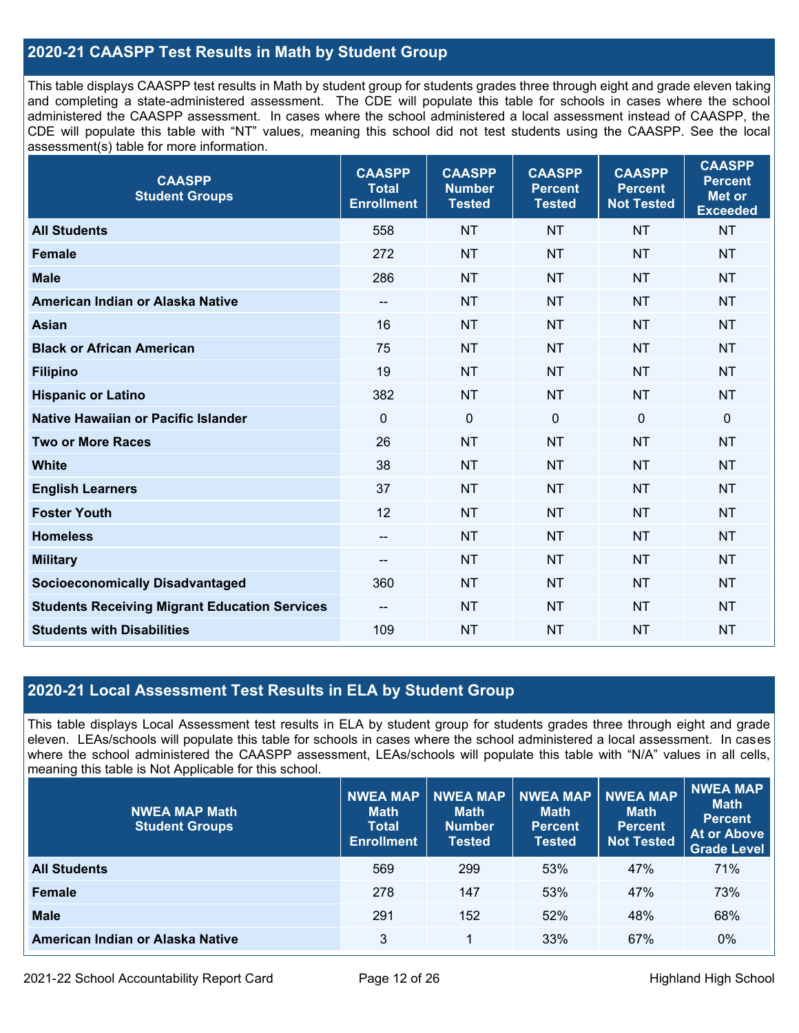## 2020-21 CAASPP Test Results in Math by Student Group

This table displays CAASPP test results in Math by student group for students grades three through eight and grade eleven taking and completing a state-administered assessment. The CDE will populate this table for schools in cases where the school administered the CAASPP assessment. In cases where the school administered a local assessment instead of CAASPP, the CDE will populate this table with "NT" values, meaning this school did not test students using the CAASPP. See the local assessment(s) table for more information.

| CAASPP Student Groups | CAASPP Total Enrollment | CAASPP Number Tested | CAASPP Percent Tested | CAASPP Percent Not Tested | CAASPP Percent Met or Exceeded |
|---|---|---|---|---|---|
| **All Students** | 558 | NT | NT | NT | NT |
| **Female** | 272 | NT | NT | NT | NT |
| **Male** | 286 | NT | NT | NT | NT |
| **American Indian or Alaska Native** | -- | NT | NT | NT | NT |
| **Asian** | 16 | NT | NT | NT | NT |
| **Black or African American** | 75 | NT | NT | NT | NT |
| **Filipino** | 19 | NT | NT | NT | NT |
| **Hispanic or Latino** | 382 | NT | NT | NT | NT |
| **Native Hawaiian or Pacific Islander** | 0 | 0 | 0 | 0 | 0 |
| **Two or More Races** | 26 | NT | NT | NT | NT |
| **White** | 38 | NT | NT | NT | NT |
| **English Learners** | 37 | NT | NT | NT | NT |
| **Foster Youth** | 12 | NT | NT | NT | NT |
| **Homeless** | -- | NT | NT | NT | NT |
| **Military** | -- | NT | NT | NT | NT |
| **Socioeconomically Disadvantaged** | 360 | NT | NT | NT | NT |
| **Students Receiving Migrant Education Services** | -- | NT | NT | NT | NT |
| **Students with Disabilities** | 109 | NT | NT | NT | NT |

## 2020-21 Local Assessment Test Results in ELA by Student Group

This table displays Local Assessment test results in ELA by student group for students grades three through eight and grade eleven. LEAs/schools will populate this table for schools in cases where the school administered a local assessment. In cases where the school administered the CAASPP assessment, LEAs/schools will populate this table with "N/A" values in all cells, meaning this table is Not Applicable for this school.

| NWEA MAP Math Student Groups | NWEA MAP Math Total Enrollment | NWEA MAP Math Number Tested | NWEA MAP Math Percent Tested | NWEA MAP Math Percent Not Tested | NWEA MAP Math Percent At or Above Grade Level |
|---|---|---|---|---|---|
| **All Students** | 569 | 299 | 53% | 47% | 71% |
| **Female** | 278 | 147 | 53% | 47% | 73% |
| **Male** | 291 | 152 | 52% | 48% | 68% |
| **American Indian or Alaska Native** | 3 | 1 | 33% | 67% | 0% |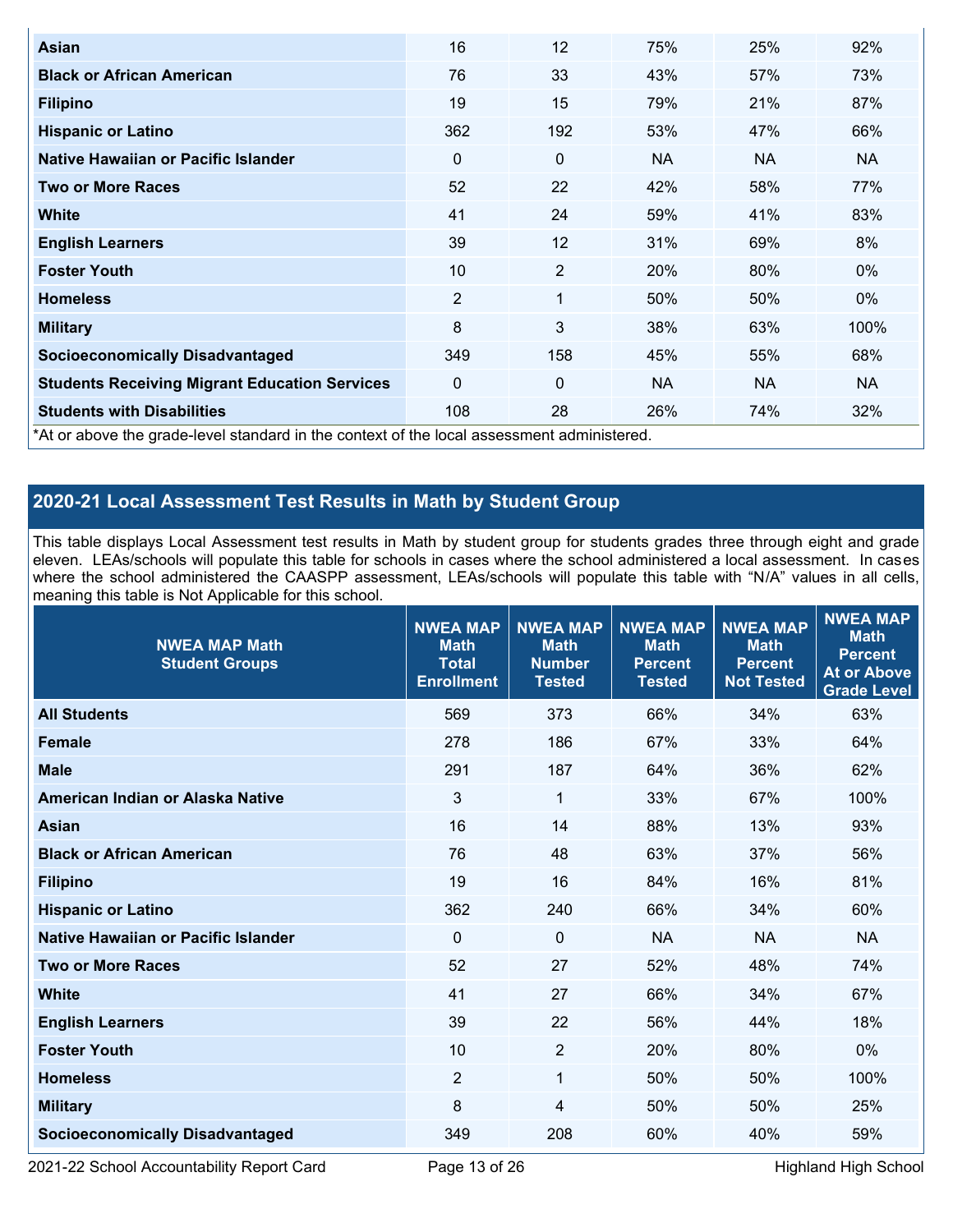| | | | | | |
|---|---|---|---|---|---|
| **Asian** | 16 | 12 | 75% | 25% | 92% |
| **Black or African American** | 76 | 33 | 43% | 57% | 73% |
| **Filipino** | 19 | 15 | 79% | 21% | 87% |
| **Hispanic or Latino** | 362 | 192 | 53% | 47% | 66% |
| **Native Hawaiian or Pacific Islander** | 0 | 0 | NA | NA | NA |
| **Two or More Races** | 52 | 22 | 42% | 58% | 77% |
| **White** | 41 | 24 | 59% | 41% | 83% |
| **English Learners** | 39 | 12 | 31% | 69% | 8% |
| **Foster Youth** | 10 | 2 | 20% | 80% | 0% |
| **Homeless** | 2 | 1 | 50% | 50% | 0% |
| **Military** | 8 | 3 | 38% | 63% | 100% |
| **Socioeconomically Disadvantaged** | 349 | 158 | 45% | 55% | 68% |
| **Students Receiving Migrant Education Services** | 0 | 0 | NA | NA | NA |
| **Students with Disabilities** | 108 | 28 | 26% | 74% | 32% |

*At or above the grade-level standard in the context of the local assessment administered.

## 2020-21 Local Assessment Test Results in Math by Student Group

This table displays Local Assessment test results in Math by student group for students grades three through eight and grade eleven. LEAs/schools will populate this table for schools in cases where the school administered a local assessment. In cases where the school administered the CAASPP assessment, LEAs/schools will populate this table with "N/A" values in all cells, meaning this table is Not Applicable for this school.

| NWEA MAP Math Student Groups | NWEA MAP Math Total Enrollment | NWEA MAP Math Number Tested | NWEA MAP Math Percent Tested | NWEA MAP Math Percent Not Tested | NWEA MAP Math Percent At or Above Grade Level |
|---|---|---|---|---|---|
| **All Students** | 569 | 373 | 66% | 34% | 63% |
| **Female** | 278 | 186 | 67% | 33% | 64% |
| **Male** | 291 | 187 | 64% | 36% | 62% |
| **American Indian or Alaska Native** | 3 | 1 | 33% | 67% | 100% |
| **Asian** | 16 | 14 | 88% | 13% | 93% |
| **Black or African American** | 76 | 48 | 63% | 37% | 56% |
| **Filipino** | 19 | 16 | 84% | 16% | 81% |
| **Hispanic or Latino** | 362 | 240 | 66% | 34% | 60% |
| **Native Hawaiian or Pacific Islander** | 0 | 0 | NA | NA | NA |
| **Two or More Races** | 52 | 27 | 52% | 48% | 74% |
| **White** | 41 | 27 | 66% | 34% | 67% |
| **English Learners** | 39 | 22 | 56% | 44% | 18% |
| **Foster Youth** | 10 | 2 | 20% | 80% | 0% |
| **Homeless** | 2 | 1 | 50% | 50% | 100% |
| **Military** | 8 | 4 | 50% | 50% | 25% |
| **Socioeconomically Disadvantaged** | 349 | 208 | 60% | 40% | 59% |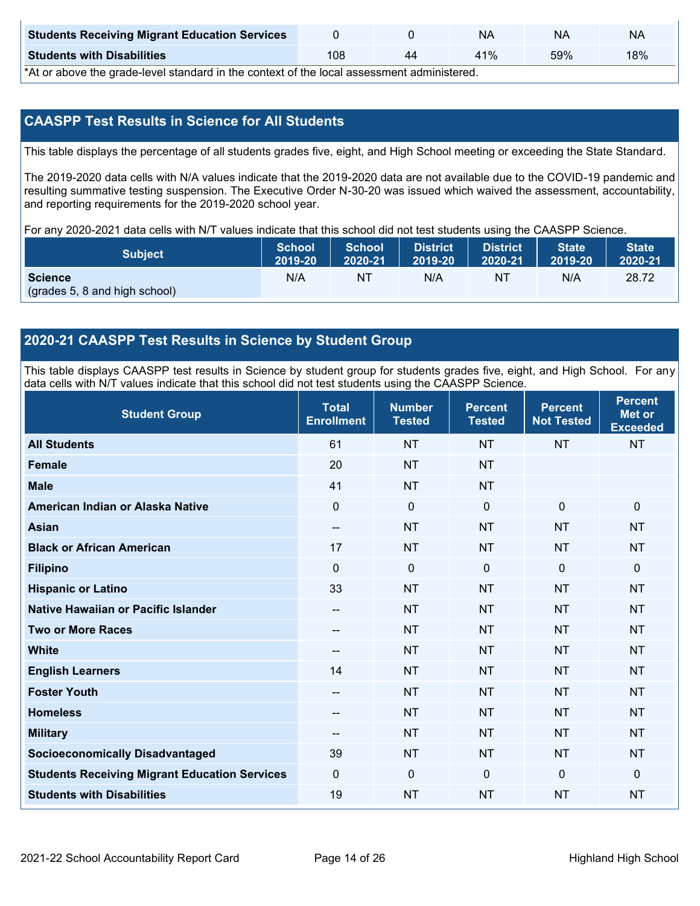| Students Receiving Migrant Education Services | 0 | 0 | NA | NA | NA |
|---|---|---|---|---|---|
| **Students with Disabilities** | 108 | 44 | 41% | 59% | 18% |

*At or above the grade-level standard in the context of the local assessment administered.

## CAASPP Test Results in Science for All Students

This table displays the percentage of all students grades five, eight, and High School meeting or exceeding the State Standard.

The 2019-2020 data cells with N/A values indicate that the 2019-2020 data are not available due to the COVID-19 pandemic and resulting summative testing suspension. The Executive Order N-30-20 was issued which waived the assessment, accountability, and reporting requirements for the 2019-2020 school year.

For any 2020-2021 data cells with N/T values indicate that this school did not test students using the CAASPP Science.

| Subject | School 2019-20 | School 2020-21 | District 2019-20 | District 2020-21 | State 2019-20 | State 2020-21 |
|---|---|---|---|---|---|---|
| **Science** (grades 5, 8 and high school) | N/A | NT | N/A | NT | N/A | 28.72 |

## 2020-21 CAASPP Test Results in Science by Student Group

This table displays CAASPP test results in Science by student group for students grades five, eight, and High School. For any data cells with N/T values indicate that this school did not test students using the CAASPP Science.

| Student Group | Total Enrollment | Number Tested | Percent Tested | Percent Not Tested | Percent Met or Exceeded |
|---|---|---|---|---|---|
| **All Students** | 61 | NT | NT | NT | NT |
| **Female** | 20 | NT | NT | | |
| **Male** | 41 | NT | NT | | |
| **American Indian or Alaska Native** | 0 | 0 | 0 | 0 | 0 |
| **Asian** | -- | NT | NT | NT | NT |
| **Black or African American** | 17 | NT | NT | NT | NT |
| **Filipino** | 0 | 0 | 0 | 0 | 0 |
| **Hispanic or Latino** | 33 | NT | NT | NT | NT |
| **Native Hawaiian or Pacific Islander** | -- | NT | NT | NT | NT |
| **Two or More Races** | -- | NT | NT | NT | NT |
| **White** | -- | NT | NT | NT | NT |
| **English Learners** | 14 | NT | NT | NT | NT |
| **Foster Youth** | -- | NT | NT | NT | NT |
| **Homeless** | -- | NT | NT | NT | NT |
| **Military** | -- | NT | NT | NT | NT |
| **Socioeconomically Disadvantaged** | 39 | NT | NT | NT | NT |
| **Students Receiving Migrant Education Services** | 0 | 0 | 0 | 0 | 0 |
| **Students with Disabilities** | 19 | NT | NT | NT | NT |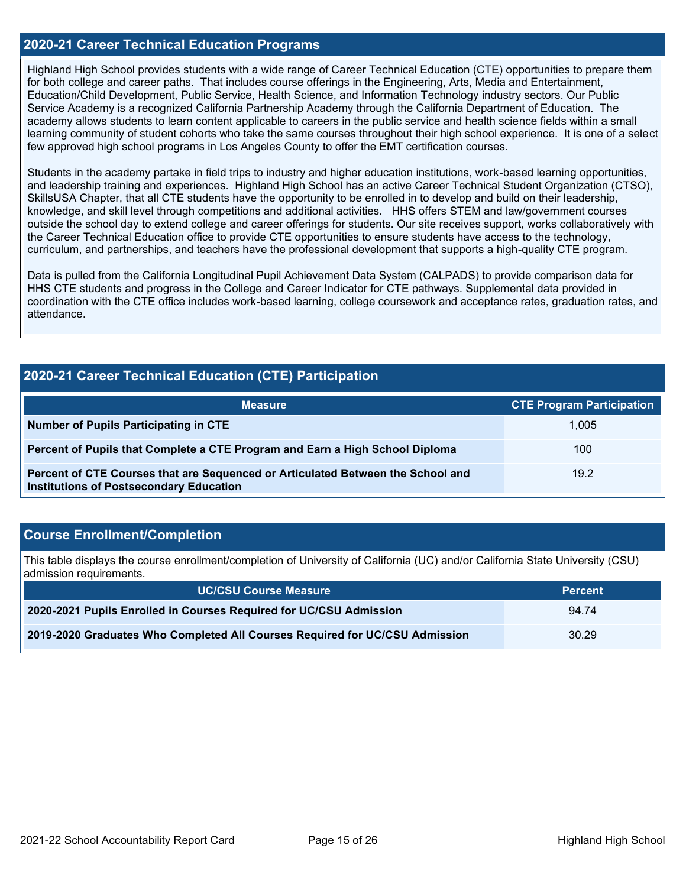## 2020-21 Career Technical Education Programs

Highland High School provides students with a wide range of Career Technical Education (CTE) opportunities to prepare them for both college and career paths. That includes course offerings in the Engineering, Arts, Media and Entertainment, Education/Child Development, Public Service, Health Science, and Information Technology industry sectors. Our Public Service Academy is a recognized California Partnership Academy through the California Department of Education. The academy allows students to learn content applicable to careers in the public service and health science fields within a small learning community of student cohorts who take the same courses throughout their high school experience. It is one of a select few approved high school programs in Los Angeles County to offer the EMT certification courses.

Students in the academy partake in field trips to industry and higher education institutions, work-based learning opportunities, and leadership training and experiences. Highland High School has an active Career Technical Student Organization (CTSO), SkillsUSA Chapter, that all CTE students have the opportunity to be enrolled in to develop and build on their leadership, knowledge, and skill level through competitions and additional activities. HHS offers STEM and law/government courses outside the school day to extend college and career offerings for students. Our site receives support, works collaboratively with the Career Technical Education office to provide CTE opportunities to ensure students have access to the technology, curriculum, and partnerships, and teachers have the professional development that supports a high-quality CTE program.

Data is pulled from the California Longitudinal Pupil Achievement Data System (CALPADS) to provide comparison data for HHS CTE students and progress in the College and Career Indicator for CTE pathways. Supplemental data provided in coordination with the CTE office includes work-based learning, college coursework and acceptance rates, graduation rates, and attendance.

## 2020-21 Career Technical Education (CTE) Participation

| Measure | CTE Program Participation |
|---|---|
| **Number of Pupils Participating in CTE** | 1,005 |
| **Percent of Pupils that Complete a CTE Program and Earn a High School Diploma** | 100 |
| **Percent of CTE Courses that are Sequenced or Articulated Between the School and Institutions of Postsecondary Education** | 19.2 |

## Course Enrollment/Completion

This table displays the course enrollment/completion of University of California (UC) and/or California State University (CSU) admission requirements.

| UC/CSU Course Measure | Percent |
|---|---|
| **2020-2021 Pupils Enrolled in Courses Required for UC/CSU Admission** | 94.74 |
| **2019-2020 Graduates Who Completed All Courses Required for UC/CSU Admission** | 30.29 |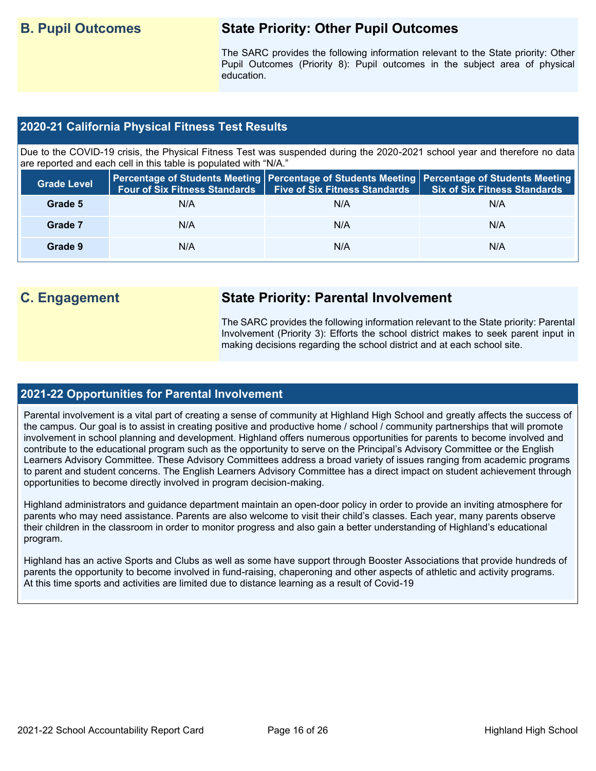## B. Pupil Outcomes

### State Priority: Other Pupil Outcomes

The SARC provides the following information relevant to the State priority: Other Pupil Outcomes (Priority 8): Pupil outcomes in the subject area of physical education.

### 2020-21 California Physical Fitness Test Results

Due to the COVID-19 crisis, the Physical Fitness Test was suspended during the 2020-2021 school year and therefore no data are reported and each cell in this table is populated with "N/A."

| Grade Level | Percentage of Students Meeting Four of Six Fitness Standards | Percentage of Students Meeting Five of Six Fitness Standards | Percentage of Students Meeting Six of Six Fitness Standards |
|---|---|---|---|
| Grade 5 | N/A | N/A | N/A |
| Grade 7 | N/A | N/A | N/A |
| Grade 9 | N/A | N/A | N/A |

## C. Engagement

### State Priority: Parental Involvement

The SARC provides the following information relevant to the State priority: Parental Involvement (Priority 3): Efforts the school district makes to seek parent input in making decisions regarding the school district and at each school site.

### 2021-22 Opportunities for Parental Involvement

Parental involvement is a vital part of creating a sense of community at Highland High School and greatly affects the success of the campus. Our goal is to assist in creating positive and productive home / school / community partnerships that will promote involvement in school planning and development. Highland offers numerous opportunities for parents to become involved and contribute to the educational program such as the opportunity to serve on the Principal's Advisory Committee or the English Learners Advisory Committee. These Advisory Committees address a broad variety of issues ranging from academic programs to parent and student concerns. The English Learners Advisory Committee has a direct impact on student achievement through opportunities to become directly involved in program decision-making.

Highland administrators and guidance department maintain an open-door policy in order to provide an inviting atmosphere for parents who may need assistance. Parents are also welcome to visit their child's classes. Each year, many parents observe their children in the classroom in order to monitor progress and also gain a better understanding of Highland's educational program.

Highland has an active Sports and Clubs as well as some have support through Booster Associations that provide hundreds of parents the opportunity to become involved in fund-raising, chaperoning and other aspects of athletic and activity programs. At this time sports and activities are limited due to distance learning as a result of Covid-19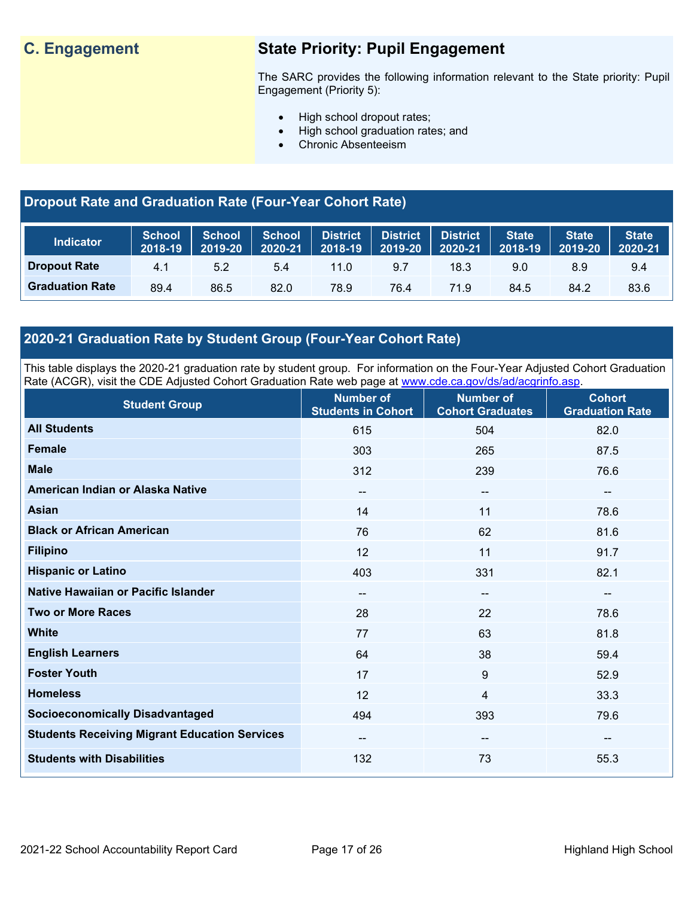## C. Engagement

## State Priority: Pupil Engagement

The SARC provides the following information relevant to the State priority: Pupil Engagement (Priority 5):

- High school dropout rates;
- High school graduation rates; and
- Chronic Absenteeism

### Dropout Rate and Graduation Rate (Four-Year Cohort Rate)

| Indicator | School 2018-19 | School 2019-20 | School 2020-21 | District 2018-19 | District 2019-20 | District 2020-21 | State 2018-19 | State 2019-20 | State 2020-21 |
|---|---|---|---|---|---|---|---|---|---|
| Dropout Rate | 4.1 | 5.2 | 5.4 | 11.0 | 9.7 | 18.3 | 9.0 | 8.9 | 9.4 |
| Graduation Rate | 89.4 | 86.5 | 82.0 | 78.9 | 76.4 | 71.9 | 84.5 | 84.2 | 83.6 |

### 2020-21 Graduation Rate by Student Group (Four-Year Cohort Rate)

This table displays the 2020-21 graduation rate by student group. For information on the Four-Year Adjusted Cohort Graduation Rate (ACGR), visit the CDE Adjusted Cohort Graduation Rate web page at www.cde.ca.gov/ds/ad/acgrinfo.asp.

| Student Group | Number of Students in Cohort | Number of Cohort Graduates | Cohort Graduation Rate |
|---|---|---|---|
| All Students | 615 | 504 | 82.0 |
| Female | 303 | 265 | 87.5 |
| Male | 312 | 239 | 76.6 |
| American Indian or Alaska Native | -- | -- | -- |
| Asian | 14 | 11 | 78.6 |
| Black or African American | 76 | 62 | 81.6 |
| Filipino | 12 | 11 | 91.7 |
| Hispanic or Latino | 403 | 331 | 82.1 |
| Native Hawaiian or Pacific Islander | -- | -- | -- |
| Two or More Races | 28 | 22 | 78.6 |
| White | 77 | 63 | 81.8 |
| English Learners | 64 | 38 | 59.4 |
| Foster Youth | 17 | 9 | 52.9 |
| Homeless | 12 | 4 | 33.3 |
| Socioeconomically Disadvantaged | 494 | 393 | 79.6 |
| Students Receiving Migrant Education Services | -- | -- | -- |
| Students with Disabilities | 132 | 73 | 55.3 |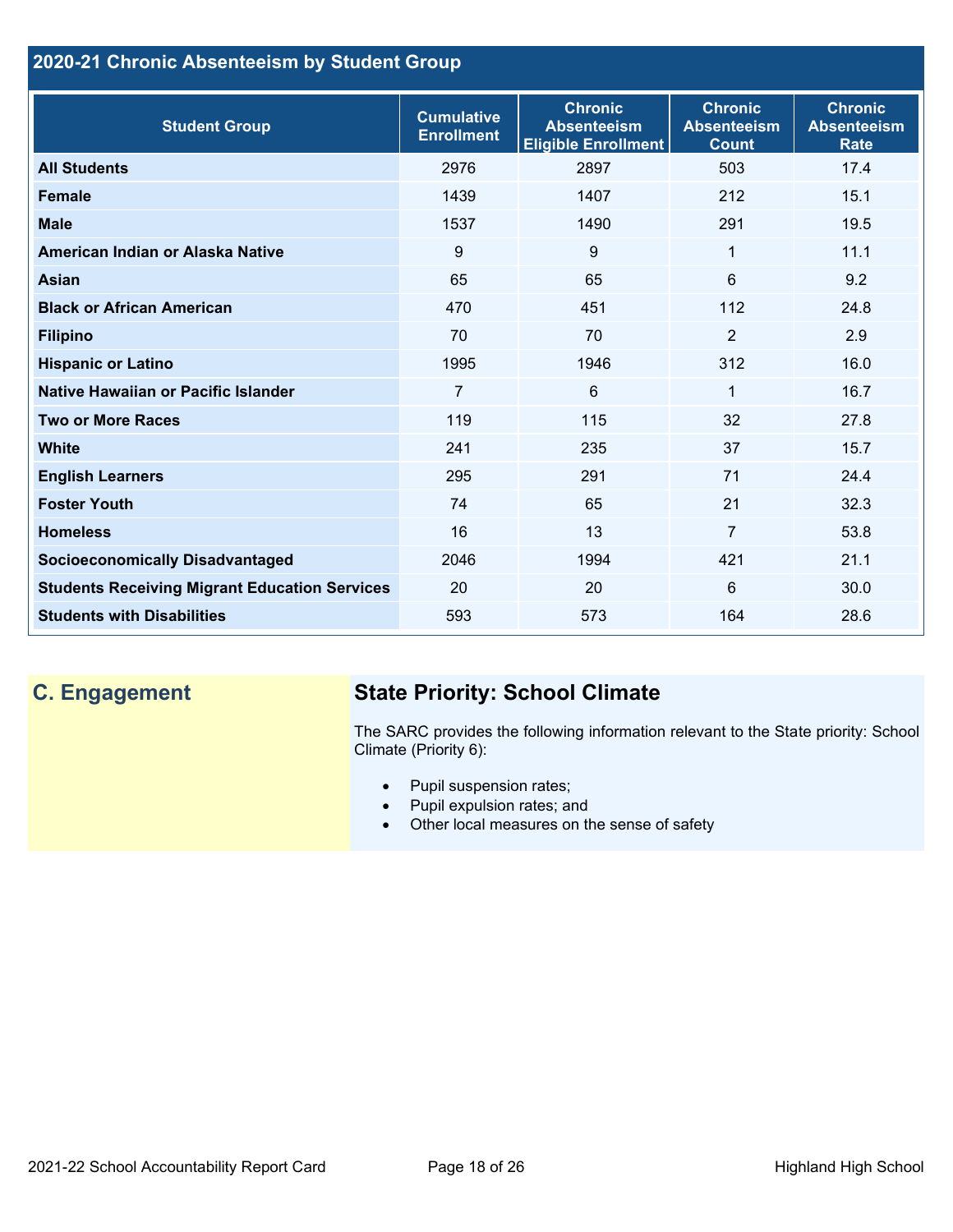## 2020-21 Chronic Absenteeism by Student Group

| Student Group | Cumulative Enrollment | Chronic Absenteeism Eligible Enrollment | Chronic Absenteeism Count | Chronic Absenteeism Rate |
|---|---|---|---|---|
| **All Students** | 2976 | 2897 | 503 | 17.4 |
| **Female** | 1439 | 1407 | 212 | 15.1 |
| **Male** | 1537 | 1490 | 291 | 19.5 |
| **American Indian or Alaska Native** | 9 | 9 | 1 | 11.1 |
| **Asian** | 65 | 65 | 6 | 9.2 |
| **Black or African American** | 470 | 451 | 112 | 24.8 |
| **Filipino** | 70 | 70 | 2 | 2.9 |
| **Hispanic or Latino** | 1995 | 1946 | 312 | 16.0 |
| **Native Hawaiian or Pacific Islander** | 7 | 6 | 1 | 16.7 |
| **Two or More Races** | 119 | 115 | 32 | 27.8 |
| **White** | 241 | 235 | 37 | 15.7 |
| **English Learners** | 295 | 291 | 71 | 24.4 |
| **Foster Youth** | 74 | 65 | 21 | 32.3 |
| **Homeless** | 16 | 13 | 7 | 53.8 |
| **Socioeconomically Disadvantaged** | 2046 | 1994 | 421 | 21.1 |
| **Students Receiving Migrant Education Services** | 20 | 20 | 6 | 30.0 |
| **Students with Disabilities** | 593 | 573 | 164 | 28.6 |

## C. Engagement

### State Priority: School Climate

The SARC provides the following information relevant to the State priority: School Climate (Priority 6):

- Pupil suspension rates;
- Pupil expulsion rates; and
- Other local measures on the sense of safety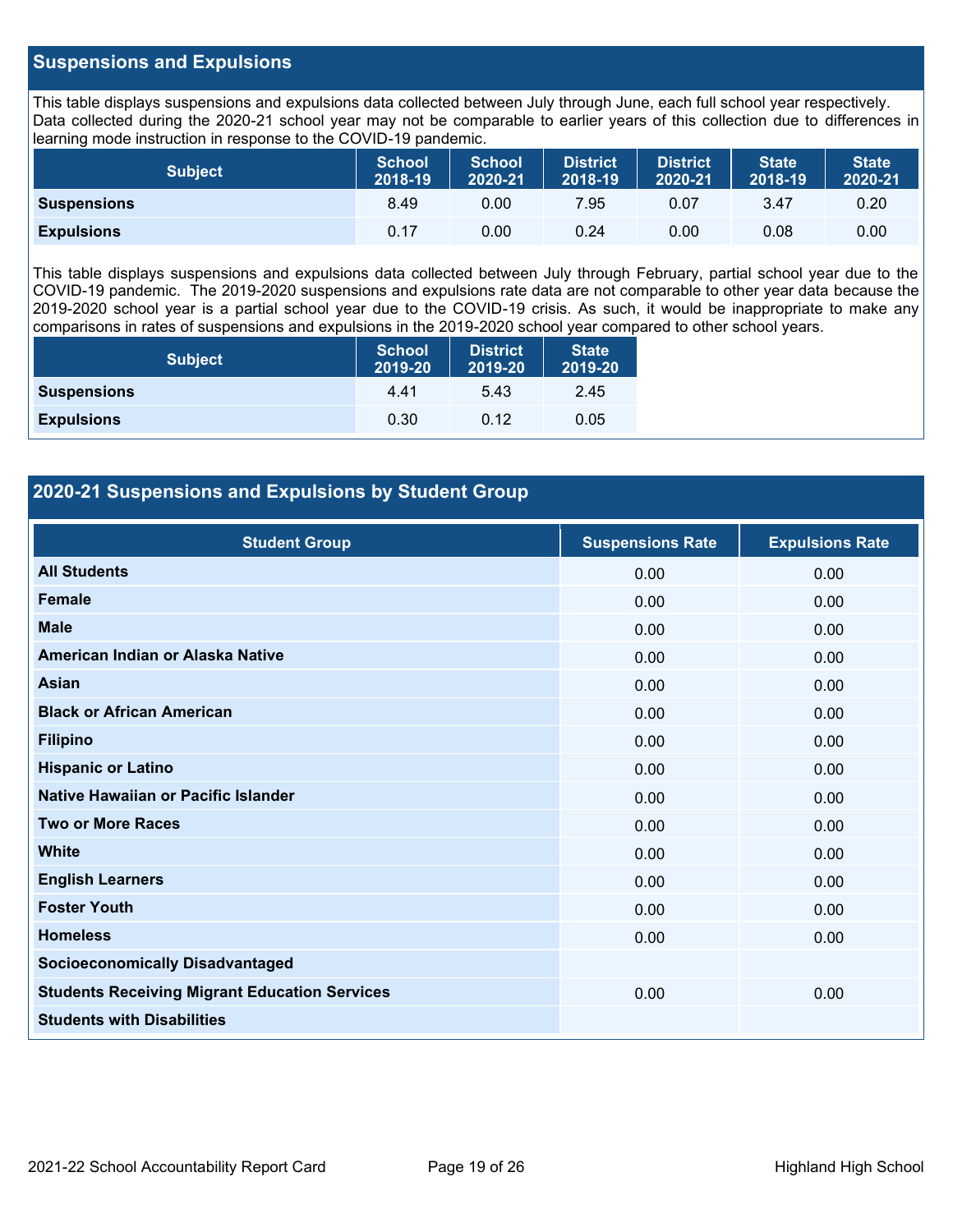## Suspensions and Expulsions

This table displays suspensions and expulsions data collected between July through June, each full school year respectively. Data collected during the 2020-21 school year may not be comparable to earlier years of this collection due to differences in learning mode instruction in response to the COVID-19 pandemic.

| Subject | School 2018-19 | School 2020-21 | District 2018-19 | District 2020-21 | State 2018-19 | State 2020-21 |
|---|---|---|---|---|---|---|
| **Suspensions** | 8.49 | 0.00 | 7.95 | 0.07 | 3.47 | 0.20 |
| **Expulsions** | 0.17 | 0.00 | 0.24 | 0.00 | 0.08 | 0.00 |

This table displays suspensions and expulsions data collected between July through February, partial school year due to the COVID-19 pandemic. The 2019-2020 suspensions and expulsions rate data are not comparable to other year data because the 2019-2020 school year is a partial school year due to the COVID-19 crisis. As such, it would be inappropriate to make any comparisons in rates of suspensions and expulsions in the 2019-2020 school year compared to other school years.

| Subject | School 2019-20 | District 2019-20 | State 2019-20 |
|---|---|---|---|
| **Suspensions** | 4.41 | 5.43 | 2.45 |
| **Expulsions** | 0.30 | 0.12 | 0.05 |

## 2020-21 Suspensions and Expulsions by Student Group

| Student Group | Suspensions Rate | Expulsions Rate |
|---|---|---|
| **All Students** | 0.00 | 0.00 |
| **Female** | 0.00 | 0.00 |
| **Male** | 0.00 | 0.00 |
| **American Indian or Alaska Native** | 0.00 | 0.00 |
| **Asian** | 0.00 | 0.00 |
| **Black or African American** | 0.00 | 0.00 |
| **Filipino** | 0.00 | 0.00 |
| **Hispanic or Latino** | 0.00 | 0.00 |
| **Native Hawaiian or Pacific Islander** | 0.00 | 0.00 |
| **Two or More Races** | 0.00 | 0.00 |
| **White** | 0.00 | 0.00 |
| **English Learners** | 0.00 | 0.00 |
| **Foster Youth** | 0.00 | 0.00 |
| **Homeless** | 0.00 | 0.00 |
| **Socioeconomically Disadvantaged** | | |
| **Students Receiving Migrant Education Services** | 0.00 | 0.00 |
| **Students with Disabilities** | | |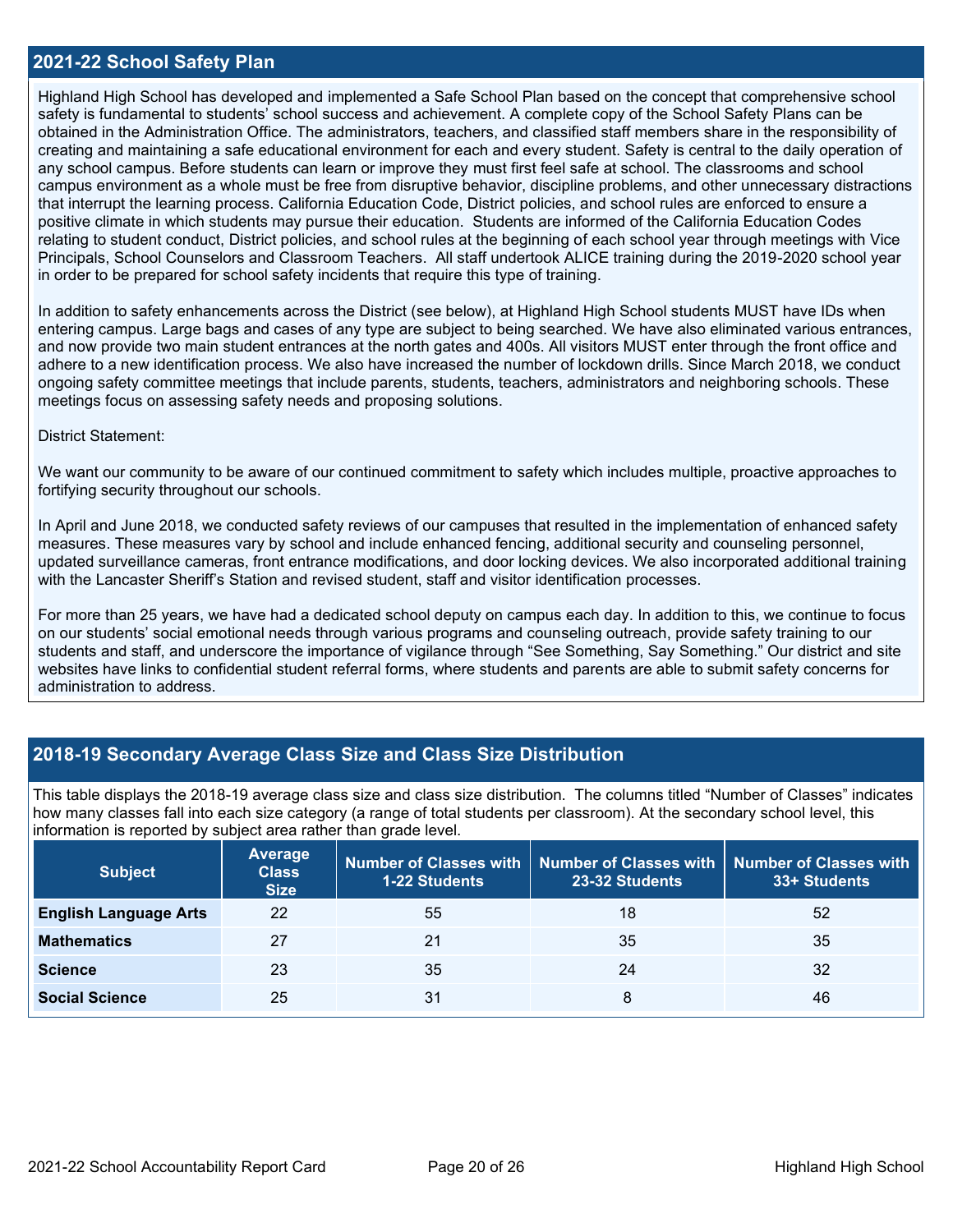## 2021-22 School Safety Plan

Highland High School has developed and implemented a Safe School Plan based on the concept that comprehensive school safety is fundamental to students' school success and achievement. A complete copy of the School Safety Plans can be obtained in the Administration Office. The administrators, teachers, and classified staff members share in the responsibility of creating and maintaining a safe educational environment for each and every student. Safety is central to the daily operation of any school campus. Before students can learn or improve they must first feel safe at school. The classrooms and school campus environment as a whole must be free from disruptive behavior, discipline problems, and other unnecessary distractions that interrupt the learning process. California Education Code, District policies, and school rules are enforced to ensure a positive climate in which students may pursue their education. Students are informed of the California Education Codes relating to student conduct, District policies, and school rules at the beginning of each school year through meetings with Vice Principals, School Counselors and Classroom Teachers. All staff undertook ALICE training during the 2019-2020 school year in order to be prepared for school safety incidents that require this type of training.

In addition to safety enhancements across the District (see below), at Highland High School students MUST have IDs when entering campus. Large bags and cases of any type are subject to being searched. We have also eliminated various entrances, and now provide two main student entrances at the north gates and 400s. All visitors MUST enter through the front office and adhere to a new identification process. We also have increased the number of lockdown drills. Since March 2018, we conduct ongoing safety committee meetings that include parents, students, teachers, administrators and neighboring schools. These meetings focus on assessing safety needs and proposing solutions.

District Statement:

We want our community to be aware of our continued commitment to safety which includes multiple, proactive approaches to fortifying security throughout our schools.

In April and June 2018, we conducted safety reviews of our campuses that resulted in the implementation of enhanced safety measures. These measures vary by school and include enhanced fencing, additional security and counseling personnel, updated surveillance cameras, front entrance modifications, and door locking devices. We also incorporated additional training with the Lancaster Sheriff's Station and revised student, staff and visitor identification processes.

For more than 25 years, we have had a dedicated school deputy on campus each day. In addition to this, we continue to focus on our students' social emotional needs through various programs and counseling outreach, provide safety training to our students and staff, and underscore the importance of vigilance through "See Something, Say Something." Our district and site websites have links to confidential student referral forms, where students and parents are able to submit safety concerns for administration to address.

## 2018-19 Secondary Average Class Size and Class Size Distribution

This table displays the 2018-19 average class size and class size distribution. The columns titled "Number of Classes" indicates how many classes fall into each size category (a range of total students per classroom). At the secondary school level, this information is reported by subject area rather than grade level.

| Subject | Average Class Size | Number of Classes with 1-22 Students | Number of Classes with 23-32 Students | Number of Classes with 33+ Students |
|---|---|---|---|---|
| **English Language Arts** | 22 | 55 | 18 | 52 |
| **Mathematics** | 27 | 21 | 35 | 35 |
| **Science** | 23 | 35 | 24 | 32 |
| **Social Science** | 25 | 31 | 8 | 46 |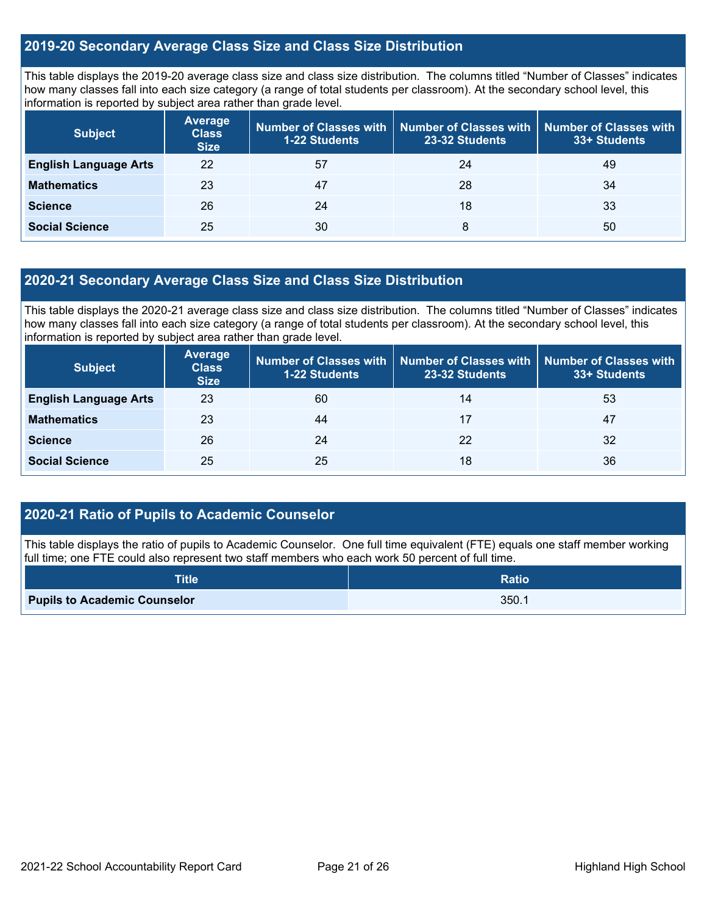## 2019-20 Secondary Average Class Size and Class Size Distribution

This table displays the 2019-20 average class size and class size distribution. The columns titled "Number of Classes" indicates how many classes fall into each size category (a range of total students per classroom). At the secondary school level, this information is reported by subject area rather than grade level.

| Subject | Average Class Size | Number of Classes with 1-22 Students | Number of Classes with 23-32 Students | Number of Classes with 33+ Students |
|---|---|---|---|---|
| **English Language Arts** | 22 | 57 | 24 | 49 |
| **Mathematics** | 23 | 47 | 28 | 34 |
| **Science** | 26 | 24 | 18 | 33 |
| **Social Science** | 25 | 30 | 8 | 50 |

## 2020-21 Secondary Average Class Size and Class Size Distribution

This table displays the 2020-21 average class size and class size distribution. The columns titled "Number of Classes" indicates how many classes fall into each size category (a range of total students per classroom). At the secondary school level, this information is reported by subject area rather than grade level.

| Subject | Average Class Size | Number of Classes with 1-22 Students | Number of Classes with 23-32 Students | Number of Classes with 33+ Students |
|---|---|---|---|---|
| **English Language Arts** | 23 | 60 | 14 | 53 |
| **Mathematics** | 23 | 44 | 17 | 47 |
| **Science** | 26 | 24 | 22 | 32 |
| **Social Science** | 25 | 25 | 18 | 36 |

## 2020-21 Ratio of Pupils to Academic Counselor

This table displays the ratio of pupils to Academic Counselor. One full time equivalent (FTE) equals one staff member working full time; one FTE could also represent two staff members who each work 50 percent of full time.

| Title | Ratio |
|---|---|
| **Pupils to Academic Counselor** | 350.1 |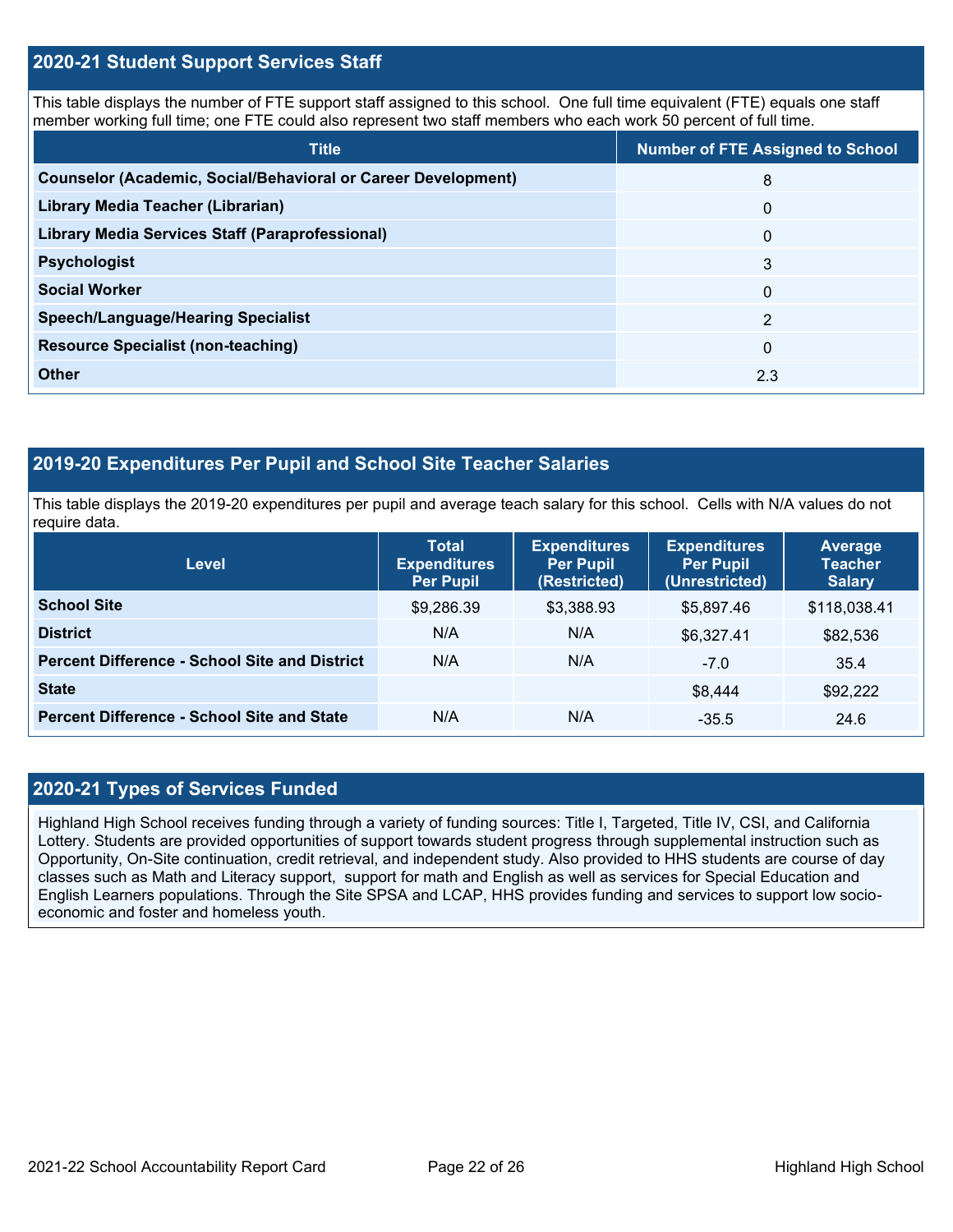## 2020-21 Student Support Services Staff

This table displays the number of FTE support staff assigned to this school. One full time equivalent (FTE) equals one staff member working full time; one FTE could also represent two staff members who each work 50 percent of full time.

| Title | Number of FTE Assigned to School |
|---|---|
| **Counselor (Academic, Social/Behavioral or Career Development)** | 8 |
| **Library Media Teacher (Librarian)** | 0 |
| **Library Media Services Staff (Paraprofessional)** | 0 |
| **Psychologist** | 3 |
| **Social Worker** | 0 |
| **Speech/Language/Hearing Specialist** | 2 |
| **Resource Specialist (non-teaching)** | 0 |
| **Other** | 2.3 |

## 2019-20 Expenditures Per Pupil and School Site Teacher Salaries

This table displays the 2019-20 expenditures per pupil and average teach salary for this school. Cells with N/A values do not require data.

| Level | Total Expenditures Per Pupil | Expenditures Per Pupil (Restricted) | Expenditures Per Pupil (Unrestricted) | Average Teacher Salary |
|---|---|---|---|---|
| **School Site** | $9,286.39 | $3,388.93 | $5,897.46 | $118,038.41 |
| **District** | N/A | N/A | $6,327.41 | $82,536 |
| **Percent Difference - School Site and District** | N/A | N/A | -7.0 | 35.4 |
| **State** | | | $8,444 | $92,222 |
| **Percent Difference - School Site and State** | N/A | N/A | -35.5 | 24.6 |

## 2020-21 Types of Services Funded

Highland High School receives funding through a variety of funding sources: Title I, Targeted, Title IV, CSI, and California Lottery. Students are provided opportunities of support towards student progress through supplemental instruction such as Opportunity, On-Site continuation, credit retrieval, and independent study. Also provided to HHS students are course of day classes such as Math and Literacy support, support for math and English as well as services for Special Education and English Learners populations. Through the Site SPSA and LCAP, HHS provides funding and services to support low socio-economic and foster and homeless youth.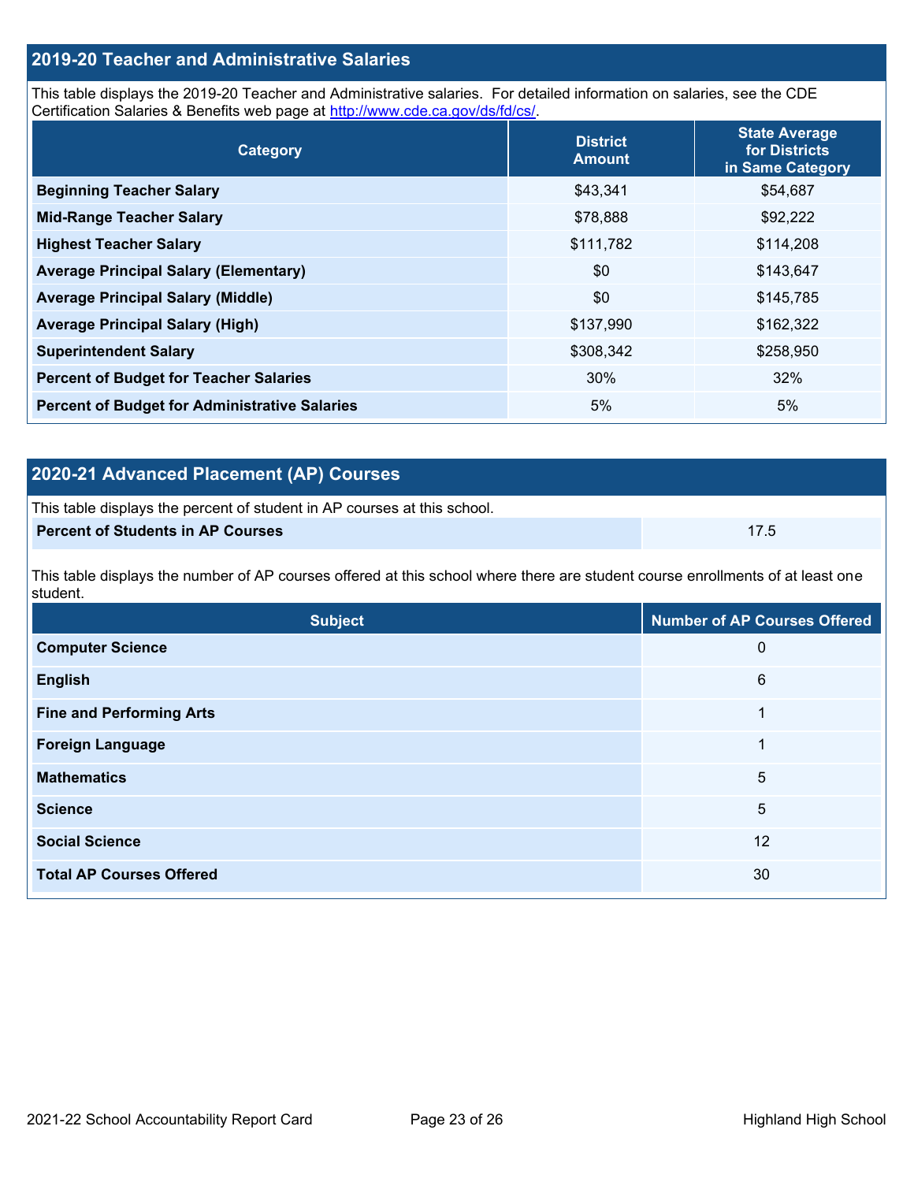## 2019-20 Teacher and Administrative Salaries

This table displays the 2019-20 Teacher and Administrative salaries. For detailed information on salaries, see the CDE Certification Salaries & Benefits web page at http://www.cde.ca.gov/ds/fd/cs/.

| Category | District Amount | State Average for Districts in Same Category |
|---|---|---|
| Beginning Teacher Salary | $43,341 | $54,687 |
| Mid-Range Teacher Salary | $78,888 | $92,222 |
| Highest Teacher Salary | $111,782 | $114,208 |
| Average Principal Salary (Elementary) | $0 | $143,647 |
| Average Principal Salary (Middle) | $0 | $145,785 |
| Average Principal Salary (High) | $137,990 | $162,322 |
| Superintendent Salary | $308,342 | $258,950 |
| Percent of Budget for Teacher Salaries | 30% | 32% |
| Percent of Budget for Administrative Salaries | 5% | 5% |

## 2020-21 Advanced Placement (AP) Courses

This table displays the percent of student in AP courses at this school.

| Percent of Students in AP Courses | 17.5 |
|---|---|

This table displays the number of AP courses offered at this school where there are student course enrollments of at least one student.

| Subject | Number of AP Courses Offered |
|---|---|
| Computer Science | 0 |
| English | 6 |
| Fine and Performing Arts | 1 |
| Foreign Language | 1 |
| Mathematics | 5 |
| Science | 5 |
| Social Science | 12 |
| Total AP Courses Offered | 30 |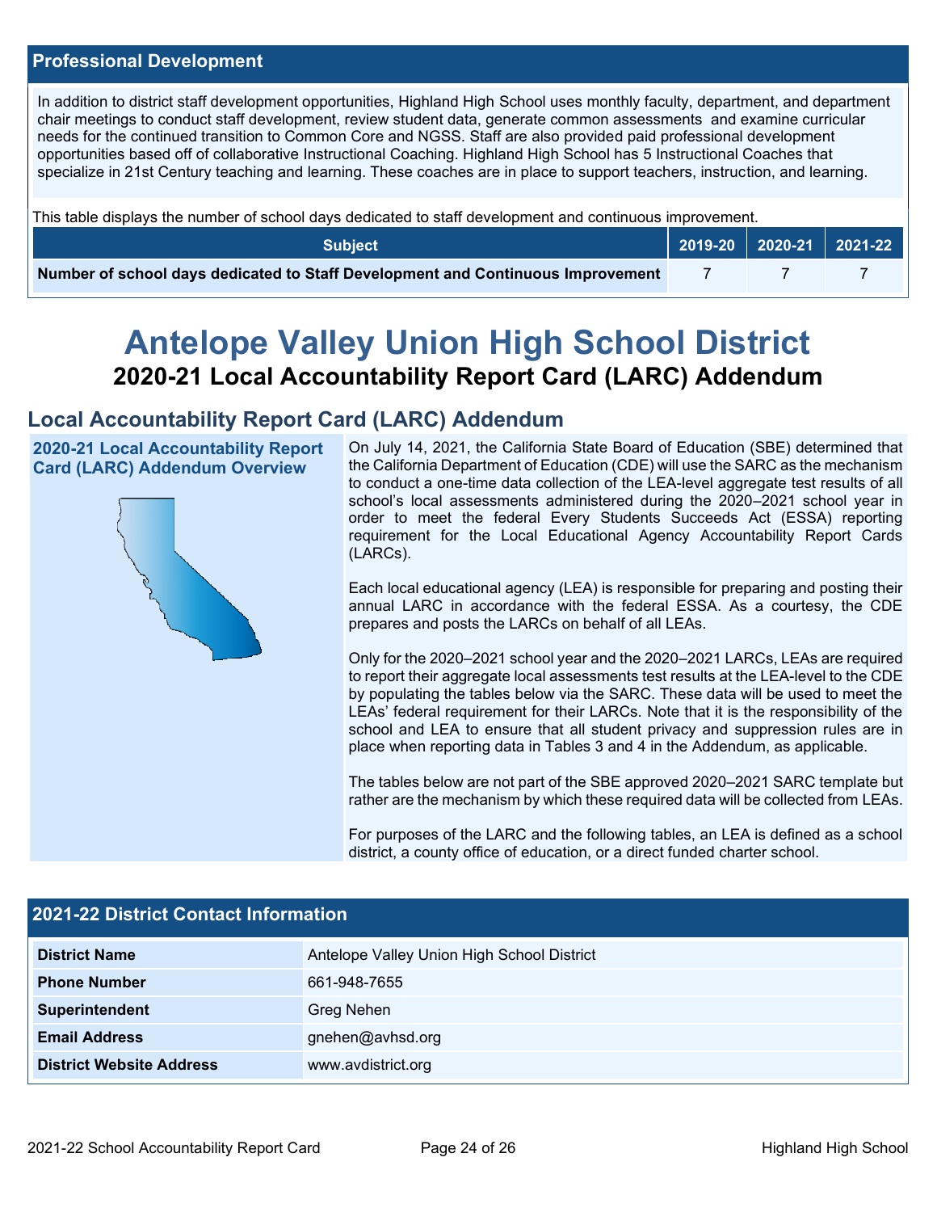## Professional Development

In addition to district staff development opportunities, Highland High School uses monthly faculty, department, and department chair meetings to conduct staff development, review student data, generate common assessments and examine curricular needs for the continued transition to Common Core and NGSS. Staff are also provided paid professional development opportunities based off of collaborative Instructional Coaching. Highland High School has 5 Instructional Coaches that specialize in 21st Century teaching and learning. These coaches are in place to support teachers, instruction, and learning.

This table displays the number of school days dedicated to staff development and continuous improvement.

| Subject | 2019-20 | 2020-21 | 2021-22 |
|---|---|---|---|
| **Number of school days dedicated to Staff Development and Continuous Improvement** | 7 | 7 | 7 |

# Antelope Valley Union High School District

## 2020-21 Local Accountability Report Card (LARC) Addendum

## Local Accountability Report Card (LARC) Addendum

### 2020-21 Local Accountability Report Card (LARC) Addendum Overview

On July 14, 2021, the California State Board of Education (SBE) determined that the California Department of Education (CDE) will use the SARC as the mechanism to conduct a one-time data collection of the LEA-level aggregate test results of all school's local assessments administered during the 2020–2021 school year in order to meet the federal Every Students Succeeds Act (ESSA) reporting requirement for the Local Educational Agency Accountability Report Cards (LARCs).

Each local educational agency (LEA) is responsible for preparing and posting their annual LARC in accordance with the federal ESSA. As a courtesy, the CDE prepares and posts the LARCs on behalf of all LEAs.

Only for the 2020–2021 school year and the 2020–2021 LARCs, LEAs are required to report their aggregate local assessments test results at the LEA-level to the CDE by populating the tables below via the SARC. These data will be used to meet the LEAs' federal requirement for their LARCs. Note that it is the responsibility of the school and LEA to ensure that all student privacy and suppression rules are in place when reporting data in Tables 3 and 4 in the Addendum, as applicable.

The tables below are not part of the SBE approved 2020–2021 SARC template but rather are the mechanism by which these required data will be collected from LEAs.

For purposes of the LARC and the following tables, an LEA is defined as a school district, a county office of education, or a direct funded charter school.

## 2021-22 District Contact Information

| | |
|---|---|
| **District Name** | Antelope Valley Union High School District |
| **Phone Number** | 661-948-7655 |
| **Superintendent** | Greg Nehen |
| **Email Address** | gnehen@avhsd.org |
| **District Website Address** | www.avdistrict.org |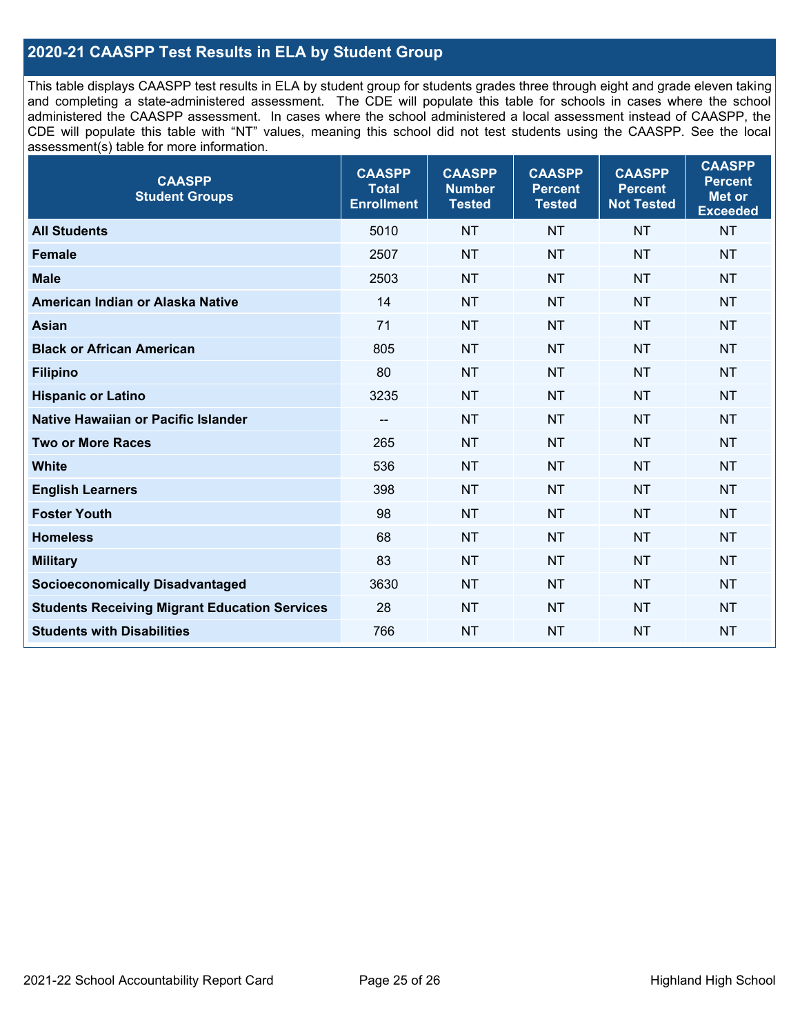## 2020-21 CAASPP Test Results in ELA by Student Group

This table displays CAASPP test results in ELA by student group for students grades three through eight and grade eleven taking and completing a state-administered assessment. The CDE will populate this table for schools in cases where the school administered the CAASPP assessment. In cases where the school administered a local assessment instead of CAASPP, the CDE will populate this table with "NT" values, meaning this school did not test students using the CAASPP. See the local assessment(s) table for more information.

| CAASPP Student Groups | CAASPP Total Enrollment | CAASPP Number Tested | CAASPP Percent Tested | CAASPP Percent Not Tested | CAASPP Percent Met or Exceeded |
|---|---|---|---|---|---|
| **All Students** | 5010 | NT | NT | NT | NT |
| **Female** | 2507 | NT | NT | NT | NT |
| **Male** | 2503 | NT | NT | NT | NT |
| **American Indian or Alaska Native** | 14 | NT | NT | NT | NT |
| **Asian** | 71 | NT | NT | NT | NT |
| **Black or African American** | 805 | NT | NT | NT | NT |
| **Filipino** | 80 | NT | NT | NT | NT |
| **Hispanic or Latino** | 3235 | NT | NT | NT | NT |
| **Native Hawaiian or Pacific Islander** | -- | NT | NT | NT | NT |
| **Two or More Races** | 265 | NT | NT | NT | NT |
| **White** | 536 | NT | NT | NT | NT |
| **English Learners** | 398 | NT | NT | NT | NT |
| **Foster Youth** | 98 | NT | NT | NT | NT |
| **Homeless** | 68 | NT | NT | NT | NT |
| **Military** | 83 | NT | NT | NT | NT |
| **Socioeconomically Disadvantaged** | 3630 | NT | NT | NT | NT |
| **Students Receiving Migrant Education Services** | 28 | NT | NT | NT | NT |
| **Students with Disabilities** | 766 | NT | NT | NT | NT |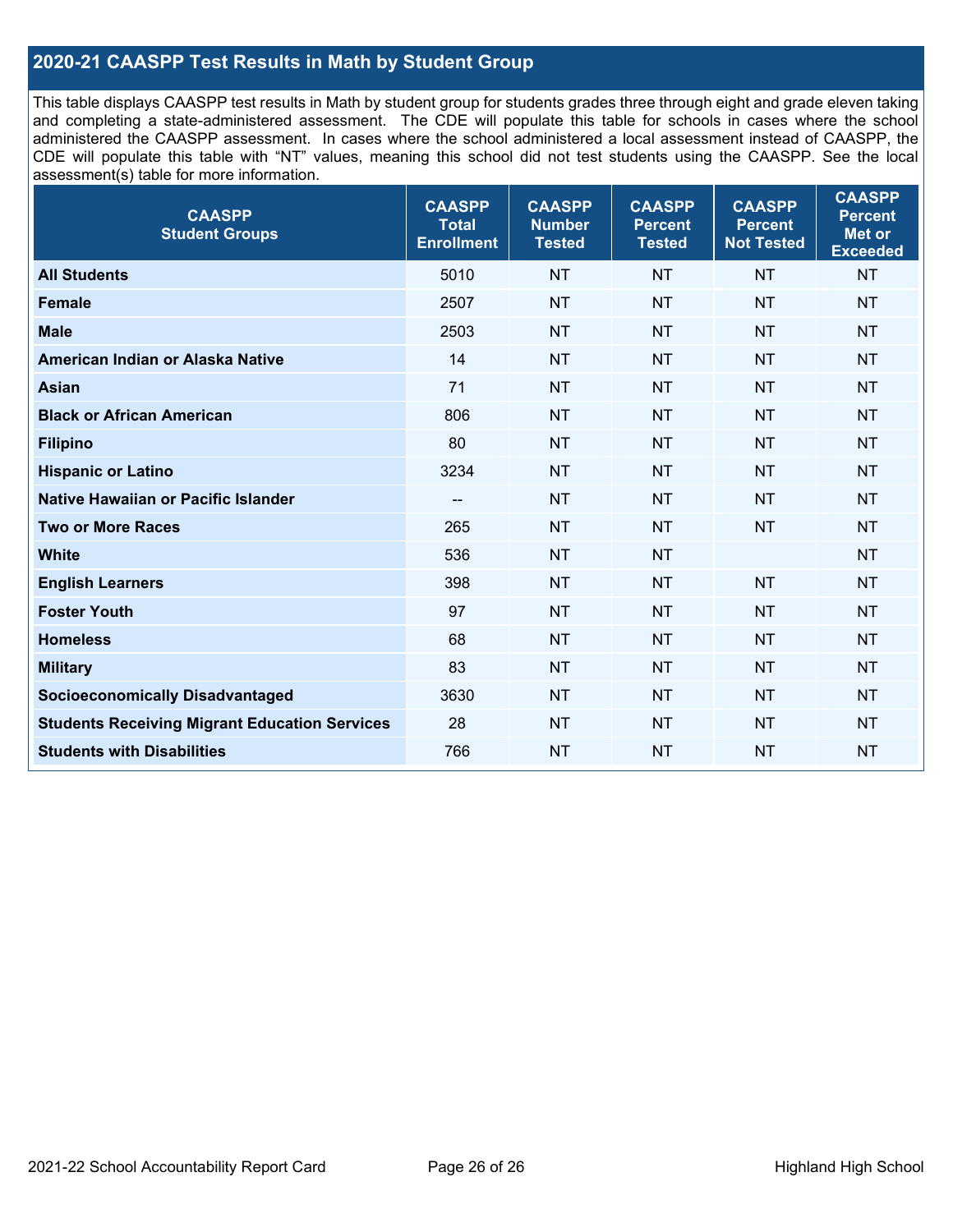## 2020-21 CAASPP Test Results in Math by Student Group

This table displays CAASPP test results in Math by student group for students grades three through eight and grade eleven taking and completing a state-administered assessment. The CDE will populate this table for schools in cases where the school administered the CAASPP assessment. In cases where the school administered a local assessment instead of CAASPP, the CDE will populate this table with "NT" values, meaning this school did not test students using the CAASPP. See the local assessment(s) table for more information.

| CAASPP Student Groups | CAASPP Total Enrollment | CAASPP Number Tested | CAASPP Percent Tested | CAASPP Percent Not Tested | CAASPP Percent Met or Exceeded |
|---|---|---|---|---|---|
| **All Students** | 5010 | NT | NT | NT | NT |
| **Female** | 2507 | NT | NT | NT | NT |
| **Male** | 2503 | NT | NT | NT | NT |
| **American Indian or Alaska Native** | 14 | NT | NT | NT | NT |
| **Asian** | 71 | NT | NT | NT | NT |
| **Black or African American** | 806 | NT | NT | NT | NT |
| **Filipino** | 80 | NT | NT | NT | NT |
| **Hispanic or Latino** | 3234 | NT | NT | NT | NT |
| **Native Hawaiian or Pacific Islander** | -- | NT | NT | NT | NT |
| **Two or More Races** | 265 | NT | NT | NT | NT |
| **White** | 536 | NT | NT | | NT |
| **English Learners** | 398 | NT | NT | NT | NT |
| **Foster Youth** | 97 | NT | NT | NT | NT |
| **Homeless** | 68 | NT | NT | NT | NT |
| **Military** | 83 | NT | NT | NT | NT |
| **Socioeconomically Disadvantaged** | 3630 | NT | NT | NT | NT |
| **Students Receiving Migrant Education Services** | 28 | NT | NT | NT | NT |
| **Students with Disabilities** | 766 | NT | NT | NT | NT |